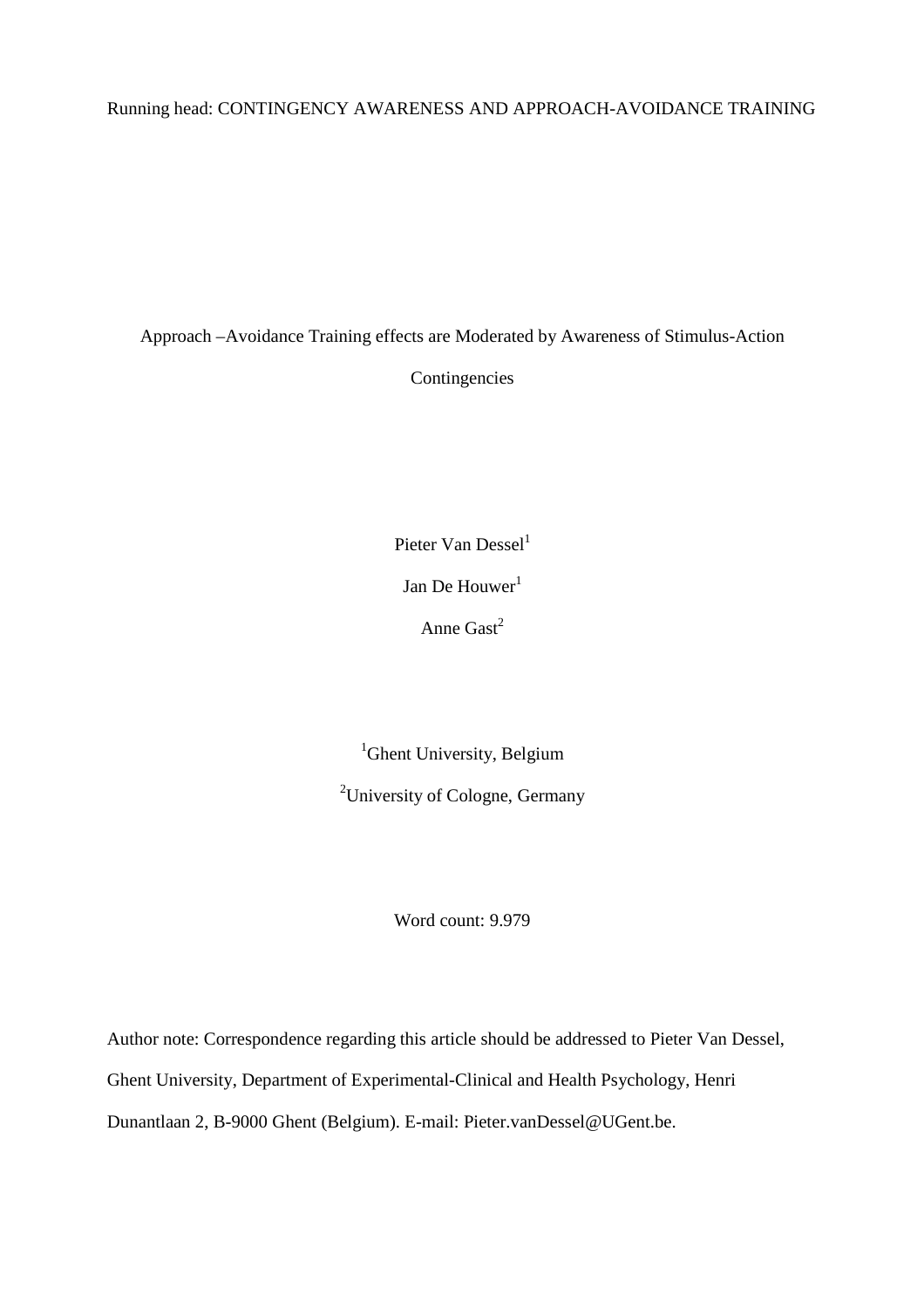# Approach –Avoidance Training effects are Moderated by Awareness of Stimulus-Action Contingencies

Pieter Van Dessel[1]

Jan De Houwer[1]

Anne Gast[2]

[1]Ghent University, Belgium

[2]University of Cologne, Germany

Word count: 9.979

Author note: Correspondence regarding this article should be addressed to Pieter Van Dessel, Ghent University, Department of Experimental-Clinical and Health Psychology, Henri Dunantlaan 2, B-9000 Ghent (Belgium). E-mail: Pieter.vanDessel@UGent.be.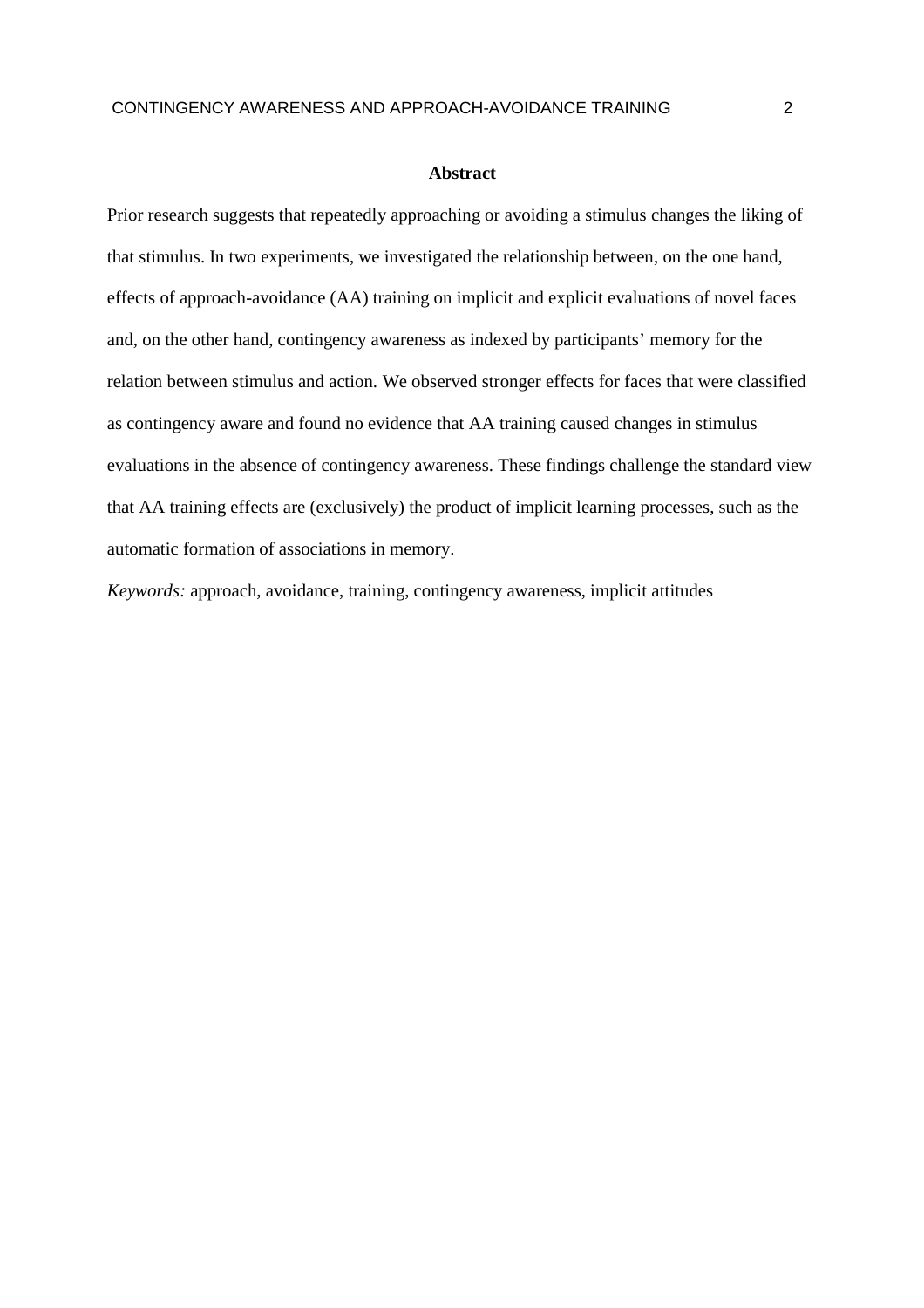## Abstract

Prior research suggests that repeatedly approaching or avoiding a stimulus changes the liking of that stimulus. In two experiments, we investigated the relationship between, on the one hand, effects of approach-avoidance (AA) training on implicit and explicit evaluations of novel faces and, on the other hand, contingency awareness as indexed by participants' memory for the relation between stimulus and action. We observed stronger effects for faces that were classified as contingency aware and found no evidence that AA training caused changes in stimulus evaluations in the absence of contingency awareness. These findings challenge the standard view that AA training effects are (exclusively) the product of implicit learning processes, such as the automatic formation of associations in memory.

*Keywords:* approach, avoidance, training, contingency awareness, implicit attitudes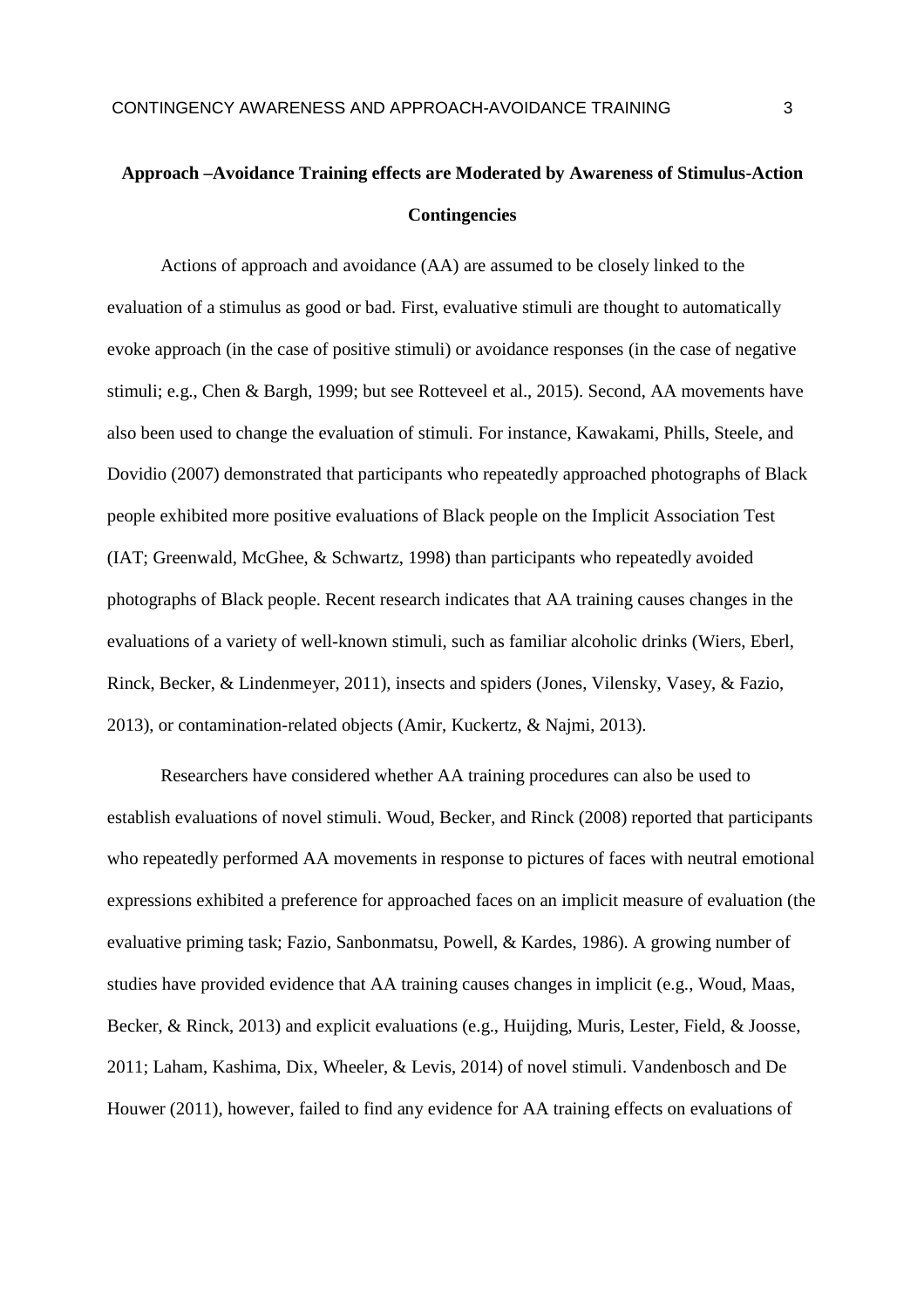**Approach –Avoidance Training effects are Moderated by Awareness of Stimulus-Action Contingencies**

Actions of approach and avoidance (AA) are assumed to be closely linked to the evaluation of a stimulus as good or bad. First, evaluative stimuli are thought to automatically evoke approach (in the case of positive stimuli) or avoidance responses (in the case of negative stimuli; e.g., Chen & Bargh, 1999; but see Rotteveel et al., 2015). Second, AA movements have also been used to change the evaluation of stimuli. For instance, Kawakami, Phills, Steele, and Dovidio (2007) demonstrated that participants who repeatedly approached photographs of Black people exhibited more positive evaluations of Black people on the Implicit Association Test (IAT; Greenwald, McGhee, & Schwartz, 1998) than participants who repeatedly avoided photographs of Black people. Recent research indicates that AA training causes changes in the evaluations of a variety of well-known stimuli, such as familiar alcoholic drinks (Wiers, Eberl, Rinck, Becker, & Lindenmeyer, 2011), insects and spiders (Jones, Vilensky, Vasey, & Fazio, 2013), or contamination-related objects (Amir, Kuckertz, & Najmi, 2013).

Researchers have considered whether AA training procedures can also be used to establish evaluations of novel stimuli. Woud, Becker, and Rinck (2008) reported that participants who repeatedly performed AA movements in response to pictures of faces with neutral emotional expressions exhibited a preference for approached faces on an implicit measure of evaluation (the evaluative priming task; Fazio, Sanbonmatsu, Powell, & Kardes, 1986). A growing number of studies have provided evidence that AA training causes changes in implicit (e.g., Woud, Maas, Becker, & Rinck, 2013) and explicit evaluations (e.g., Huijding, Muris, Lester, Field, & Joosse, 2011; Laham, Kashima, Dix, Wheeler, & Levis, 2014) of novel stimuli. Vandenbosch and De Houwer (2011), however, failed to find any evidence for AA training effects on evaluations of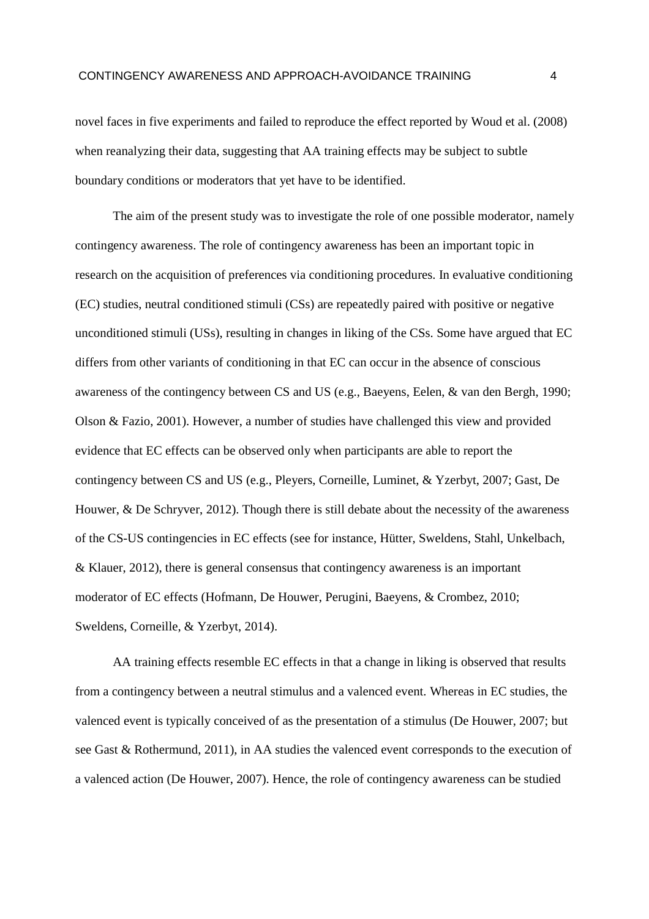novel faces in five experiments and failed to reproduce the effect reported by Woud et al. (2008) when reanalyzing their data, suggesting that AA training effects may be subject to subtle boundary conditions or moderators that yet have to be identified.

The aim of the present study was to investigate the role of one possible moderator, namely contingency awareness. The role of contingency awareness has been an important topic in research on the acquisition of preferences via conditioning procedures. In evaluative conditioning (EC) studies, neutral conditioned stimuli (CSs) are repeatedly paired with positive or negative unconditioned stimuli (USs), resulting in changes in liking of the CSs. Some have argued that EC differs from other variants of conditioning in that EC can occur in the absence of conscious awareness of the contingency between CS and US (e.g., Baeyens, Eelen, & van den Bergh, 1990; Olson & Fazio, 2001). However, a number of studies have challenged this view and provided evidence that EC effects can be observed only when participants are able to report the contingency between CS and US (e.g., Pleyers, Corneille, Luminet, & Yzerbyt, 2007; Gast, De Houwer, & De Schryver, 2012). Though there is still debate about the necessity of the awareness of the CS-US contingencies in EC effects (see for instance, Hütter, Sweldens, Stahl, Unkelbach, & Klauer, 2012), there is general consensus that contingency awareness is an important moderator of EC effects (Hofmann, De Houwer, Perugini, Baeyens, & Crombez, 2010; Sweldens, Corneille, & Yzerbyt, 2014).

AA training effects resemble EC effects in that a change in liking is observed that results from a contingency between a neutral stimulus and a valenced event. Whereas in EC studies, the valenced event is typically conceived of as the presentation of a stimulus (De Houwer, 2007; but see Gast & Rothermund, 2011), in AA studies the valenced event corresponds to the execution of a valenced action (De Houwer, 2007). Hence, the role of contingency awareness can be studied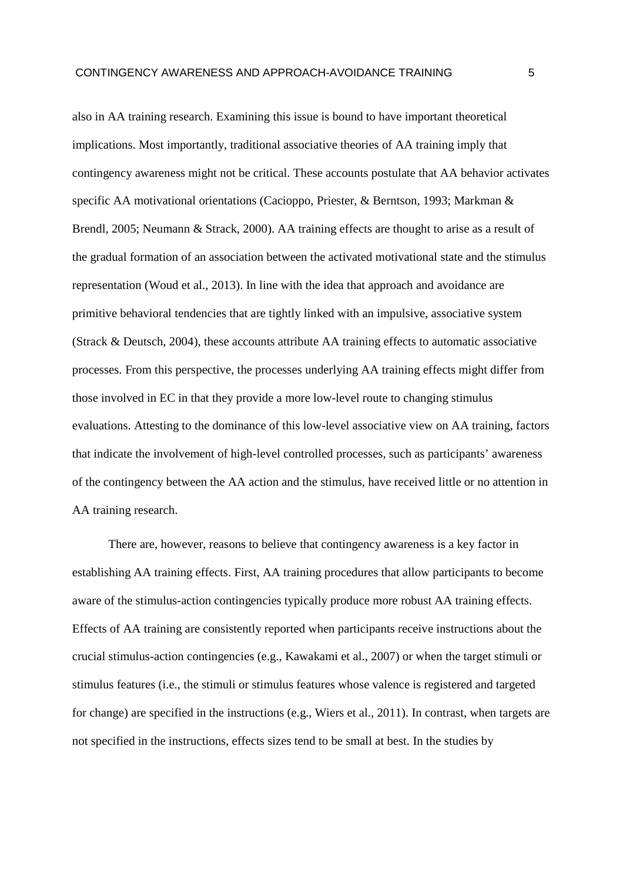also in AA training research. Examining this issue is bound to have important theoretical implications. Most importantly, traditional associative theories of AA training imply that contingency awareness might not be critical. These accounts postulate that AA behavior activates specific AA motivational orientations (Cacioppo, Priester, & Berntson, 1993; Markman & Brendl, 2005; Neumann & Strack, 2000). AA training effects are thought to arise as a result of the gradual formation of an association between the activated motivational state and the stimulus representation (Woud et al., 2013). In line with the idea that approach and avoidance are primitive behavioral tendencies that are tightly linked with an impulsive, associative system (Strack & Deutsch, 2004), these accounts attribute AA training effects to automatic associative processes. From this perspective, the processes underlying AA training effects might differ from those involved in EC in that they provide a more low-level route to changing stimulus evaluations. Attesting to the dominance of this low-level associative view on AA training, factors that indicate the involvement of high-level controlled processes, such as participants' awareness of the contingency between the AA action and the stimulus, have received little or no attention in AA training research.

There are, however, reasons to believe that contingency awareness is a key factor in establishing AA training effects. First, AA training procedures that allow participants to become aware of the stimulus-action contingencies typically produce more robust AA training effects. Effects of AA training are consistently reported when participants receive instructions about the crucial stimulus-action contingencies (e.g., Kawakami et al., 2007) or when the target stimuli or stimulus features (i.e., the stimuli or stimulus features whose valence is registered and targeted for change) are specified in the instructions (e.g., Wiers et al., 2011). In contrast, when targets are not specified in the instructions, effects sizes tend to be small at best. In the studies by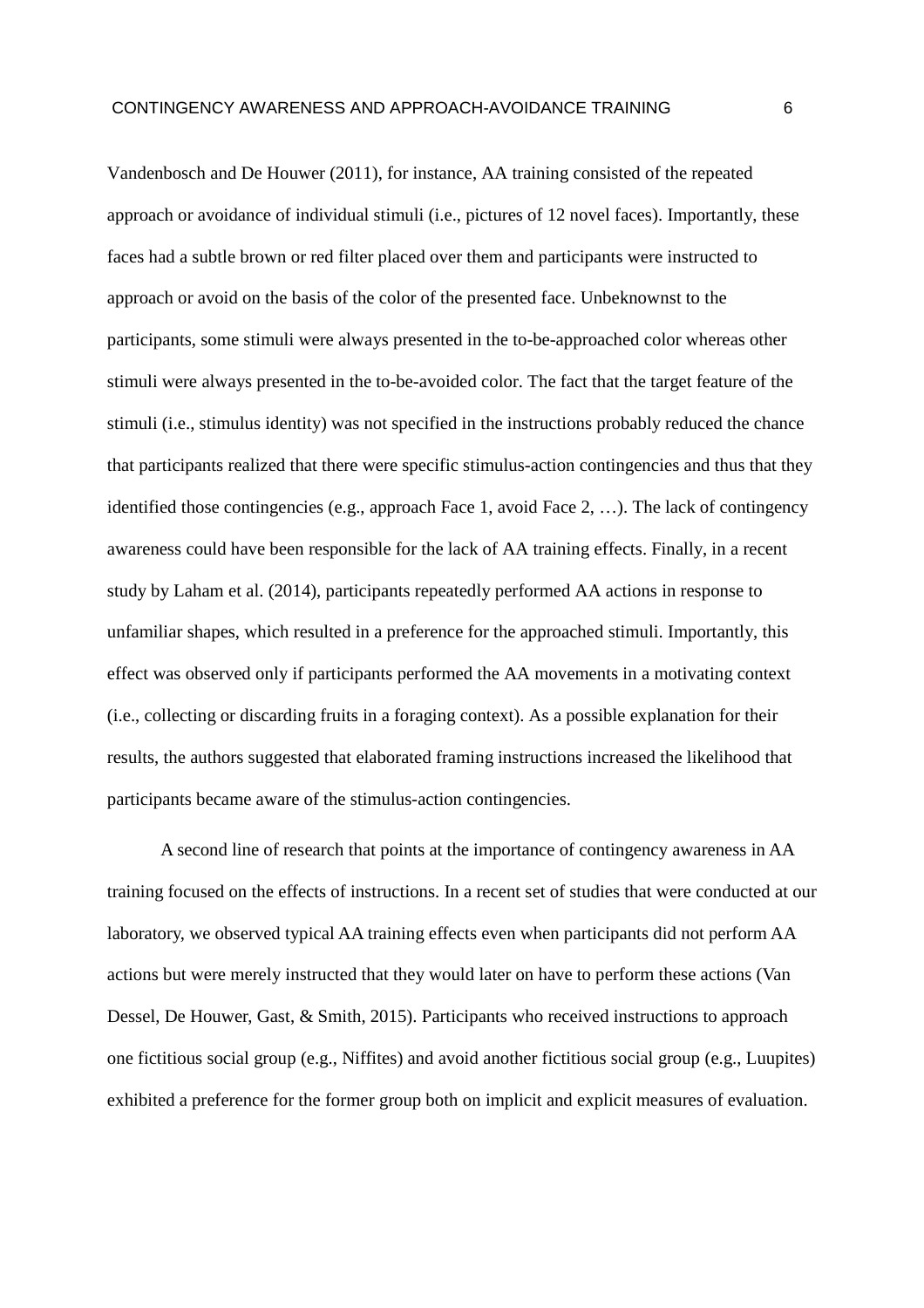Vandenbosch and De Houwer (2011), for instance, AA training consisted of the repeated approach or avoidance of individual stimuli (i.e., pictures of 12 novel faces). Importantly, these faces had a subtle brown or red filter placed over them and participants were instructed to approach or avoid on the basis of the color of the presented face. Unbeknownst to the participants, some stimuli were always presented in the to-be-approached color whereas other stimuli were always presented in the to-be-avoided color. The fact that the target feature of the stimuli (i.e., stimulus identity) was not specified in the instructions probably reduced the chance that participants realized that there were specific stimulus-action contingencies and thus that they identified those contingencies (e.g., approach Face 1, avoid Face 2, …). The lack of contingency awareness could have been responsible for the lack of AA training effects. Finally, in a recent study by Laham et al. (2014), participants repeatedly performed AA actions in response to unfamiliar shapes, which resulted in a preference for the approached stimuli. Importantly, this effect was observed only if participants performed the AA movements in a motivating context (i.e., collecting or discarding fruits in a foraging context). As a possible explanation for their results, the authors suggested that elaborated framing instructions increased the likelihood that participants became aware of the stimulus-action contingencies.

A second line of research that points at the importance of contingency awareness in AA training focused on the effects of instructions. In a recent set of studies that were conducted at our laboratory, we observed typical AA training effects even when participants did not perform AA actions but were merely instructed that they would later on have to perform these actions (Van Dessel, De Houwer, Gast, & Smith, 2015). Participants who received instructions to approach one fictitious social group (e.g., Niffites) and avoid another fictitious social group (e.g., Luupites) exhibited a preference for the former group both on implicit and explicit measures of evaluation.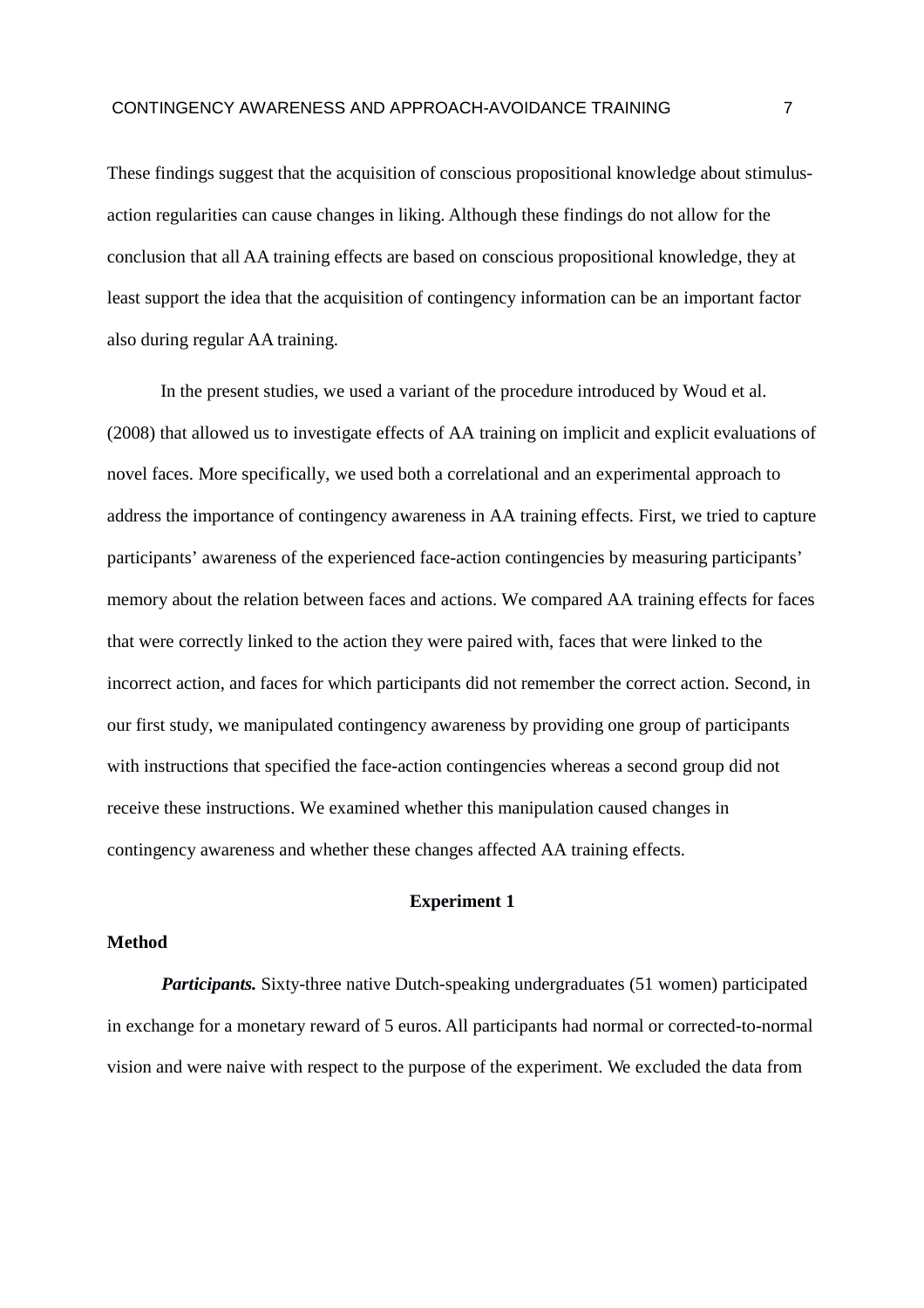These findings suggest that the acquisition of conscious propositional knowledge about stimulus-action regularities can cause changes in liking. Although these findings do not allow for the conclusion that all AA training effects are based on conscious propositional knowledge, they at least support the idea that the acquisition of contingency information can be an important factor also during regular AA training.

In the present studies, we used a variant of the procedure introduced by Woud et al. (2008) that allowed us to investigate effects of AA training on implicit and explicit evaluations of novel faces. More specifically, we used both a correlational and an experimental approach to address the importance of contingency awareness in AA training effects. First, we tried to capture participants' awareness of the experienced face-action contingencies by measuring participants' memory about the relation between faces and actions. We compared AA training effects for faces that were correctly linked to the action they were paired with, faces that were linked to the incorrect action, and faces for which participants did not remember the correct action. Second, in our first study, we manipulated contingency awareness by providing one group of participants with instructions that specified the face-action contingencies whereas a second group did not receive these instructions. We examined whether this manipulation caused changes in contingency awareness and whether these changes affected AA training effects.

## Experiment 1

### Method

***Participants.*** Sixty-three native Dutch-speaking undergraduates (51 women) participated in exchange for a monetary reward of 5 euros. All participants had normal or corrected-to-normal vision and were naive with respect to the purpose of the experiment. We excluded the data from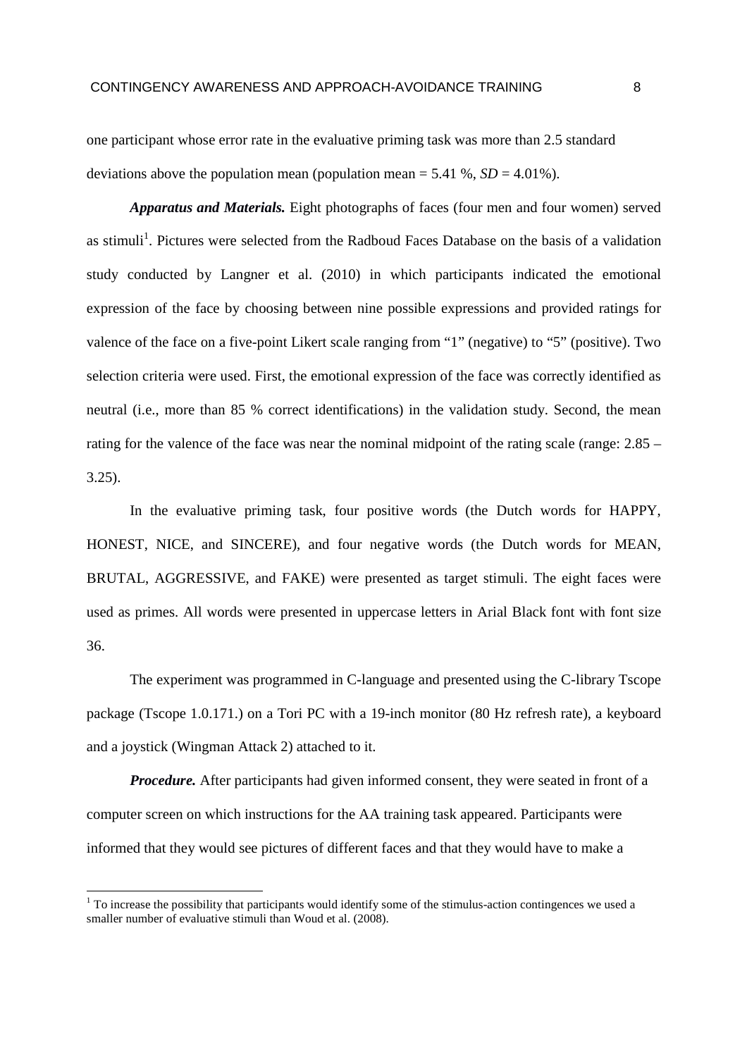one participant whose error rate in the evaluative priming task was more than 2.5 standard deviations above the population mean (population mean = 5.41 %, *SD* = 4.01%).

***Apparatus and Materials.*** Eight photographs of faces (four men and four women) served as stimuli[1]. Pictures were selected from the Radboud Faces Database on the basis of a validation study conducted by Langner et al. (2010) in which participants indicated the emotional expression of the face by choosing between nine possible expressions and provided ratings for valence of the face on a five-point Likert scale ranging from "1" (negative) to "5" (positive). Two selection criteria were used. First, the emotional expression of the face was correctly identified as neutral (i.e., more than 85 % correct identifications) in the validation study. Second, the mean rating for the valence of the face was near the nominal midpoint of the rating scale (range: 2.85 – 3.25).

In the evaluative priming task, four positive words (the Dutch words for HAPPY, HONEST, NICE, and SINCERE), and four negative words (the Dutch words for MEAN, BRUTAL, AGGRESSIVE, and FAKE) were presented as target stimuli. The eight faces were used as primes. All words were presented in uppercase letters in Arial Black font with font size 36.

The experiment was programmed in C-language and presented using the C-library Tscope package (Tscope 1.0.171.) on a Tori PC with a 19-inch monitor (80 Hz refresh rate), a keyboard and a joystick (Wingman Attack 2) attached to it.

***Procedure.*** After participants had given informed consent, they were seated in front of a computer screen on which instructions for the AA training task appeared. Participants were informed that they would see pictures of different faces and that they would have to make a

[1] To increase the possibility that participants would identify some of the stimulus-action contingences we used a smaller number of evaluative stimuli than Woud et al. (2008).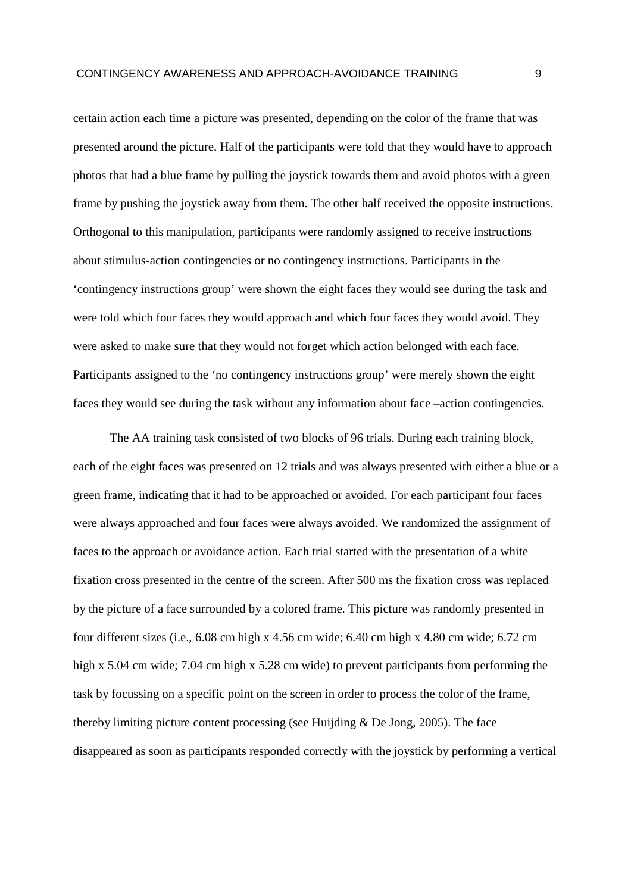certain action each time a picture was presented, depending on the color of the frame that was presented around the picture. Half of the participants were told that they would have to approach photos that had a blue frame by pulling the joystick towards them and avoid photos with a green frame by pushing the joystick away from them. The other half received the opposite instructions. Orthogonal to this manipulation, participants were randomly assigned to receive instructions about stimulus-action contingencies or no contingency instructions. Participants in the 'contingency instructions group' were shown the eight faces they would see during the task and were told which four faces they would approach and which four faces they would avoid. They were asked to make sure that they would not forget which action belonged with each face. Participants assigned to the 'no contingency instructions group' were merely shown the eight faces they would see during the task without any information about face –action contingencies.

The AA training task consisted of two blocks of 96 trials. During each training block, each of the eight faces was presented on 12 trials and was always presented with either a blue or a green frame, indicating that it had to be approached or avoided. For each participant four faces were always approached and four faces were always avoided. We randomized the assignment of faces to the approach or avoidance action. Each trial started with the presentation of a white fixation cross presented in the centre of the screen. After 500 ms the fixation cross was replaced by the picture of a face surrounded by a colored frame. This picture was randomly presented in four different sizes (i.e., 6.08 cm high x 4.56 cm wide; 6.40 cm high x 4.80 cm wide; 6.72 cm high x 5.04 cm wide; 7.04 cm high x 5.28 cm wide) to prevent participants from performing the task by focussing on a specific point on the screen in order to process the color of the frame, thereby limiting picture content processing (see Huijding & De Jong, 2005). The face disappeared as soon as participants responded correctly with the joystick by performing a vertical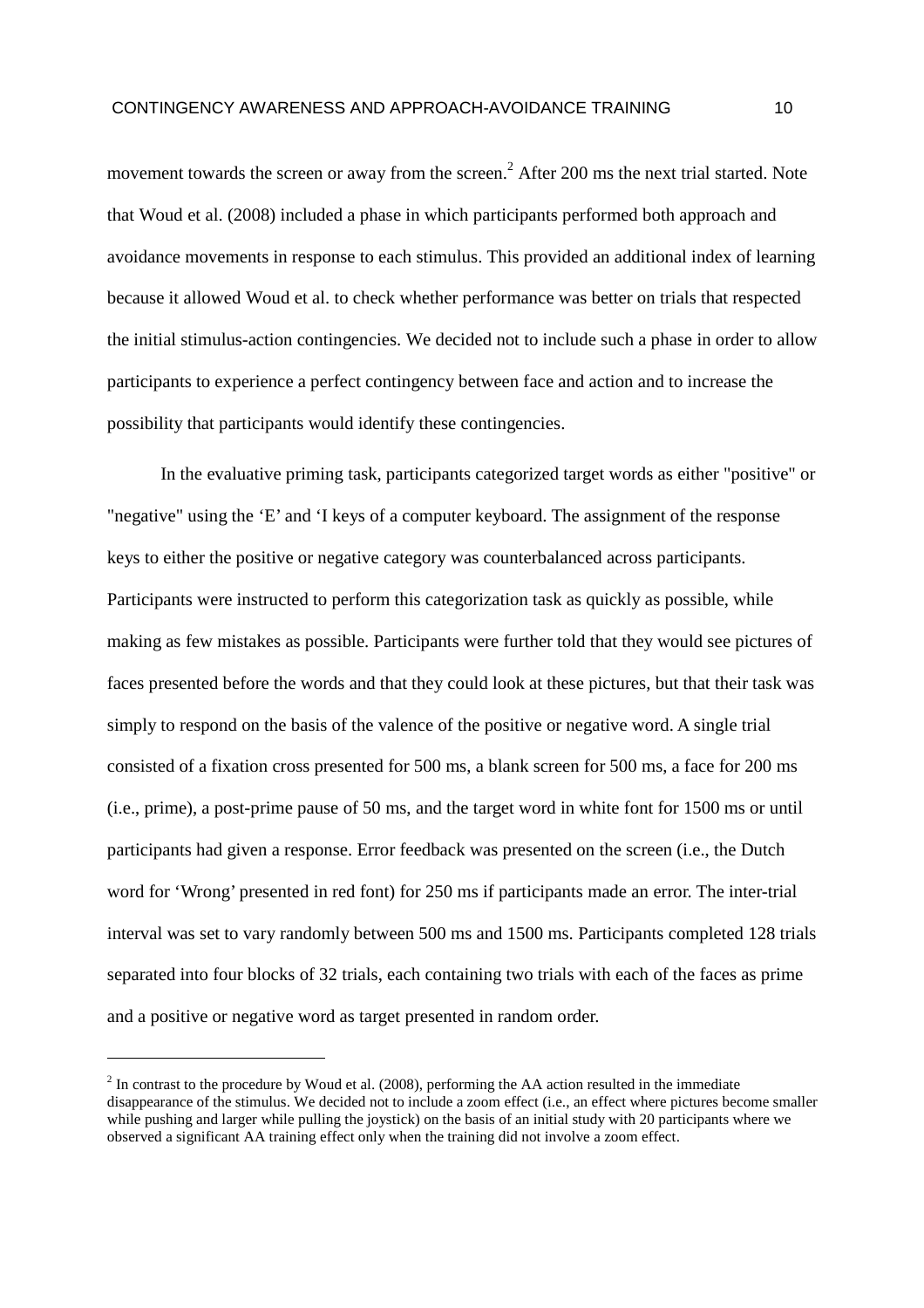movement towards the screen or away from the screen.[2] After 200 ms the next trial started. Note that Woud et al. (2008) included a phase in which participants performed both approach and avoidance movements in response to each stimulus. This provided an additional index of learning because it allowed Woud et al. to check whether performance was better on trials that respected the initial stimulus-action contingencies. We decided not to include such a phase in order to allow participants to experience a perfect contingency between face and action and to increase the possibility that participants would identify these contingencies.

In the evaluative priming task, participants categorized target words as either "positive" or "negative" using the 'E' and 'I keys of a computer keyboard. The assignment of the response keys to either the positive or negative category was counterbalanced across participants. Participants were instructed to perform this categorization task as quickly as possible, while making as few mistakes as possible. Participants were further told that they would see pictures of faces presented before the words and that they could look at these pictures, but that their task was simply to respond on the basis of the valence of the positive or negative word. A single trial consisted of a fixation cross presented for 500 ms, a blank screen for 500 ms, a face for 200 ms (i.e., prime), a post-prime pause of 50 ms, and the target word in white font for 1500 ms or until participants had given a response. Error feedback was presented on the screen (i.e., the Dutch word for 'Wrong' presented in red font) for 250 ms if participants made an error. The inter-trial interval was set to vary randomly between 500 ms and 1500 ms. Participants completed 128 trials separated into four blocks of 32 trials, each containing two trials with each of the faces as prime and a positive or negative word as target presented in random order.

[2] In contrast to the procedure by Woud et al. (2008), performing the AA action resulted in the immediate disappearance of the stimulus. We decided not to include a zoom effect (i.e., an effect where pictures become smaller while pushing and larger while pulling the joystick) on the basis of an initial study with 20 participants where we observed a significant AA training effect only when the training did not involve a zoom effect.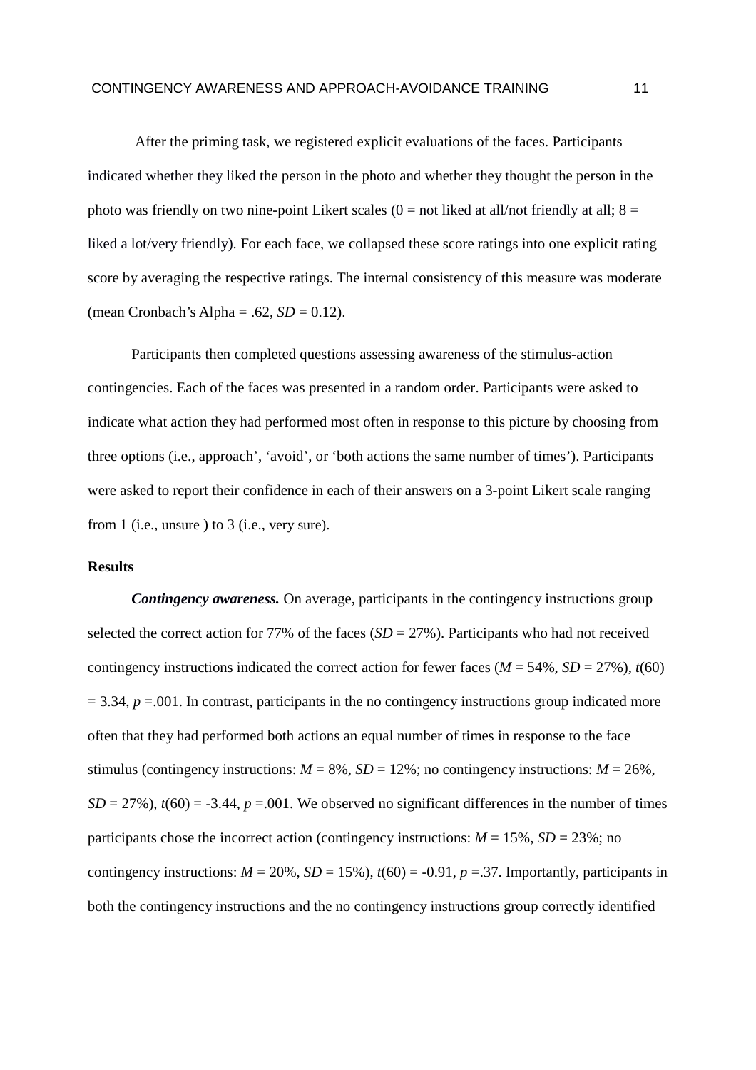After the priming task, we registered explicit evaluations of the faces. Participants indicated whether they liked the person in the photo and whether they thought the person in the photo was friendly on two nine-point Likert scales (0 = not liked at all/not friendly at all; 8 = liked a lot/very friendly). For each face, we collapsed these score ratings into one explicit rating score by averaging the respective ratings. The internal consistency of this measure was moderate (mean Cronbach's Alpha = .62, $SD = 0.12$).

Participants then completed questions assessing awareness of the stimulus-action contingencies. Each of the faces was presented in a random order. Participants were asked to indicate what action they had performed most often in response to this picture by choosing from three options (i.e., approach', 'avoid', or 'both actions the same number of times'). Participants were asked to report their confidence in each of their answers on a 3-point Likert scale ranging from 1 (i.e., unsure ) to 3 (i.e., very sure).

## Results

***Contingency awareness.*** On average, participants in the contingency instructions group selected the correct action for 77% of the faces ($SD = 27\%$). Participants who had not received contingency instructions indicated the correct action for fewer faces ($M = 54\%$, $SD = 27\%$), $t(60) = 3.34$, $p = .001$. In contrast, participants in the no contingency instructions group indicated more often that they had performed both actions an equal number of times in response to the face stimulus (contingency instructions: $M = 8\%$, $SD = 12\%$; no contingency instructions: $M = 26\%$, $SD = 27\%$), $t(60) = -3.44$, $p = .001$. We observed no significant differences in the number of times participants chose the incorrect action (contingency instructions: $M = 15\%$, $SD = 23\%$; no contingency instructions: $M = 20\%$, $SD = 15\%$), $t(60) = -0.91$, $p = .37$. Importantly, participants in both the contingency instructions and the no contingency instructions group correctly identified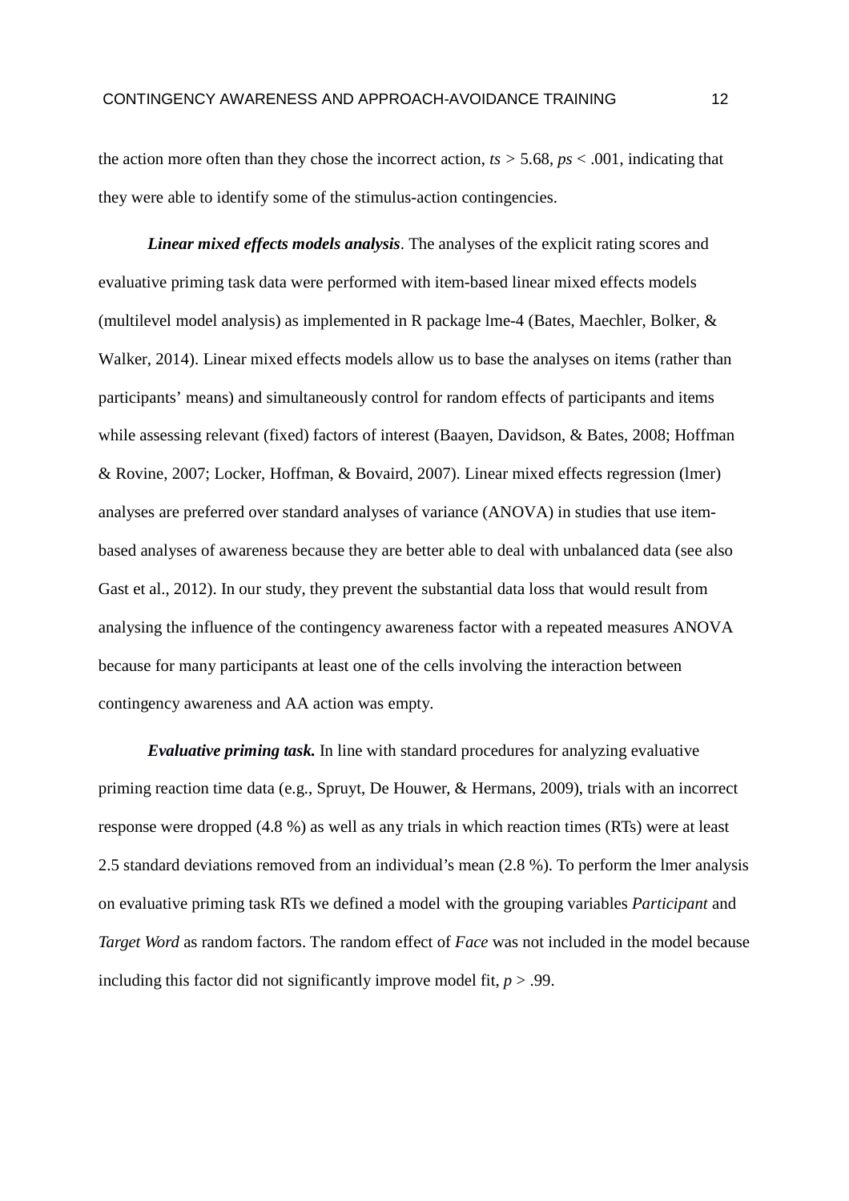the action more often than they chose the incorrect action, *ts* > 5.68, *ps* < .001, indicating that they were able to identify some of the stimulus-action contingencies.

***Linear mixed effects models analysis***. The analyses of the explicit rating scores and evaluative priming task data were performed with item-based linear mixed effects models (multilevel model analysis) as implemented in R package lme-4 (Bates, Maechler, Bolker, & Walker, 2014). Linear mixed effects models allow us to base the analyses on items (rather than participants' means) and simultaneously control for random effects of participants and items while assessing relevant (fixed) factors of interest (Baayen, Davidson, & Bates, 2008; Hoffman & Rovine, 2007; Locker, Hoffman, & Bovaird, 2007). Linear mixed effects regression (lmer) analyses are preferred over standard analyses of variance (ANOVA) in studies that use item-based analyses of awareness because they are better able to deal with unbalanced data (see also Gast et al., 2012). In our study, they prevent the substantial data loss that would result from analysing the influence of the contingency awareness factor with a repeated measures ANOVA because for many participants at least one of the cells involving the interaction between contingency awareness and AA action was empty.

***Evaluative priming task.*** In line with standard procedures for analyzing evaluative priming reaction time data (e.g., Spruyt, De Houwer, & Hermans, 2009), trials with an incorrect response were dropped (4.8 %) as well as any trials in which reaction times (RTs) were at least 2.5 standard deviations removed from an individual's mean (2.8 %). To perform the lmer analysis on evaluative priming task RTs we defined a model with the grouping variables *Participant* and *Target Word* as random factors. The random effect of *Face* was not included in the model because including this factor did not significantly improve model fit, *p* > .99.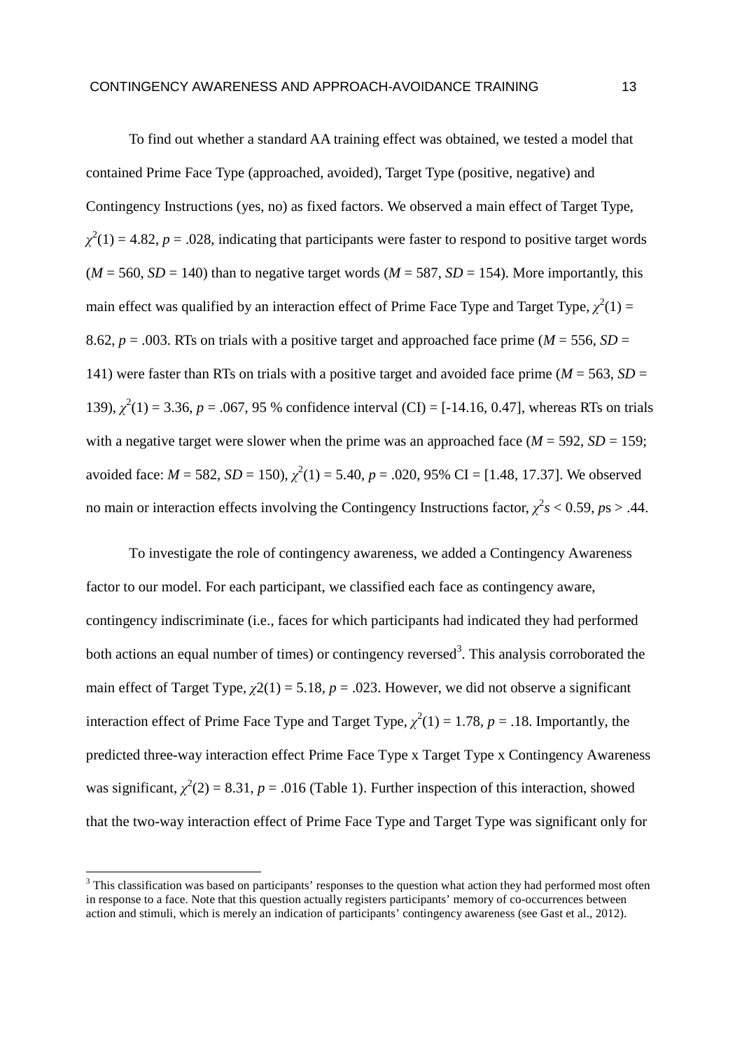To find out whether a standard AA training effect was obtained, we tested a model that contained Prime Face Type (approached, avoided), Target Type (positive, negative) and Contingency Instructions (yes, no) as fixed factors. We observed a main effect of Target Type, $\chi^2(1) = 4.82$, $p = .028$, indicating that participants were faster to respond to positive target words ($M = 560$, $SD = 140$) than to negative target words ($M = 587$, $SD = 154$). More importantly, this main effect was qualified by an interaction effect of Prime Face Type and Target Type, $\chi^2(1) = 8.62$, $p = .003$. RTs on trials with a positive target and approached face prime ($M = 556$, $SD = 141$) were faster than RTs on trials with a positive target and avoided face prime ($M = 563$, $SD = 139$), $\chi^2(1) = 3.36$, $p = .067$, 95 % confidence interval (CI) = [-14.16, 0.47], whereas RTs on trials with a negative target were slower when the prime was an approached face ($M = 592$, $SD = 159$; avoided face: $M = 582$, $SD = 150$), $\chi^2(1) = 5.40$, $p = .020$, 95% CI = [1.48, 17.37]. We observed no main or interaction effects involving the Contingency Instructions factor, $\chi^2s < 0.59$, $p$s > .44.

To investigate the role of contingency awareness, we added a Contingency Awareness factor to our model. For each participant, we classified each face as contingency aware, contingency indiscriminate (i.e., faces for which participants had indicated they had performed both actions an equal number of times) or contingency reversed[3]. This analysis corroborated the main effect of Target Type, $\chi2(1) = 5.18$, $p = .023$. However, we did not observe a significant interaction effect of Prime Face Type and Target Type, $\chi^2(1) = 1.78$, $p = .18$. Importantly, the predicted three-way interaction effect Prime Face Type x Target Type x Contingency Awareness was significant, $\chi^2(2) = 8.31$, $p = .016$ (Table 1). Further inspection of this interaction, showed that the two-way interaction effect of Prime Face Type and Target Type was significant only for

[3] This classification was based on participants' responses to the question what action they had performed most often in response to a face. Note that this question actually registers participants' memory of co-occurrences between action and stimuli, which is merely an indication of participants' contingency awareness (see Gast et al., 2012).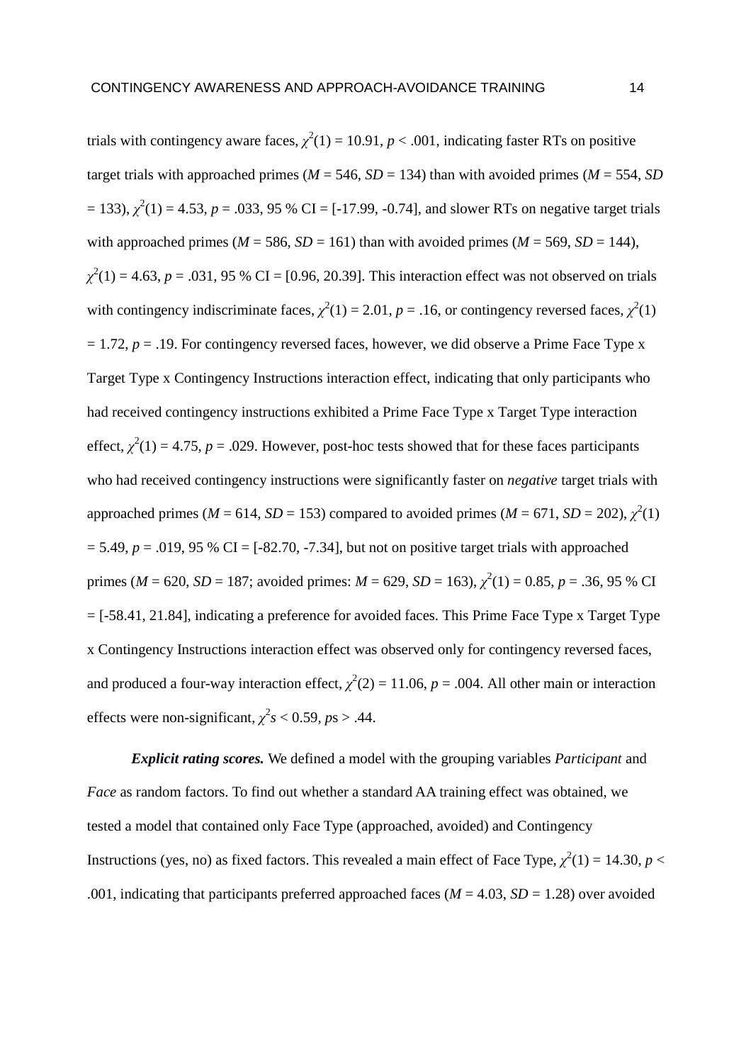trials with contingency aware faces, $\chi^2(1) = 10.91$, $p < .001$, indicating faster RTs on positive target trials with approached primes ($M = 546$, $SD = 134$) than with avoided primes ($M = 554$, $SD = 133$), $\chi^2(1) = 4.53$, $p = .033$, 95 % CI = [-17.99, -0.74], and slower RTs on negative target trials with approached primes ($M = 586$, $SD = 161$) than with avoided primes ($M = 569$, $SD = 144$), $\chi^2(1) = 4.63$, $p = .031$, 95 % CI = [0.96, 20.39]. This interaction effect was not observed on trials with contingency indiscriminate faces, $\chi^2(1) = 2.01$, $p = .16$, or contingency reversed faces, $\chi^2(1) = 1.72$, $p = .19$. For contingency reversed faces, however, we did observe a Prime Face Type x Target Type x Contingency Instructions interaction effect, indicating that only participants who had received contingency instructions exhibited a Prime Face Type x Target Type interaction effect, $\chi^2(1) = 4.75$, $p = .029$. However, post-hoc tests showed that for these faces participants who had received contingency instructions were significantly faster on *negative* target trials with approached primes ($M = 614$, $SD = 153$) compared to avoided primes ($M = 671$, $SD = 202$), $\chi^2(1) = 5.49$, $p = .019$, 95 % CI = [-82.70, -7.34], but not on positive target trials with approached primes ($M = 620$, $SD = 187$; avoided primes: $M = 629$, $SD = 163$), $\chi^2(1) = 0.85$, $p = .36$, 95 % CI = [-58.41, 21.84], indicating a preference for avoided faces. This Prime Face Type x Target Type x Contingency Instructions interaction effect was observed only for contingency reversed faces, and produced a four-way interaction effect, $\chi^2(2) = 11.06$, $p = .004$. All other main or interaction effects were non-significant, $\chi^2s < 0.59$, $p$s > .44.

***Explicit rating scores.*** We defined a model with the grouping variables *Participant* and *Face* as random factors. To find out whether a standard AA training effect was obtained, we tested a model that contained only Face Type (approached, avoided) and Contingency Instructions (yes, no) as fixed factors. This revealed a main effect of Face Type, $\chi^2(1) = 14.30$, $p < .001$, indicating that participants preferred approached faces ($M = 4.03$, $SD = 1.28$) over avoided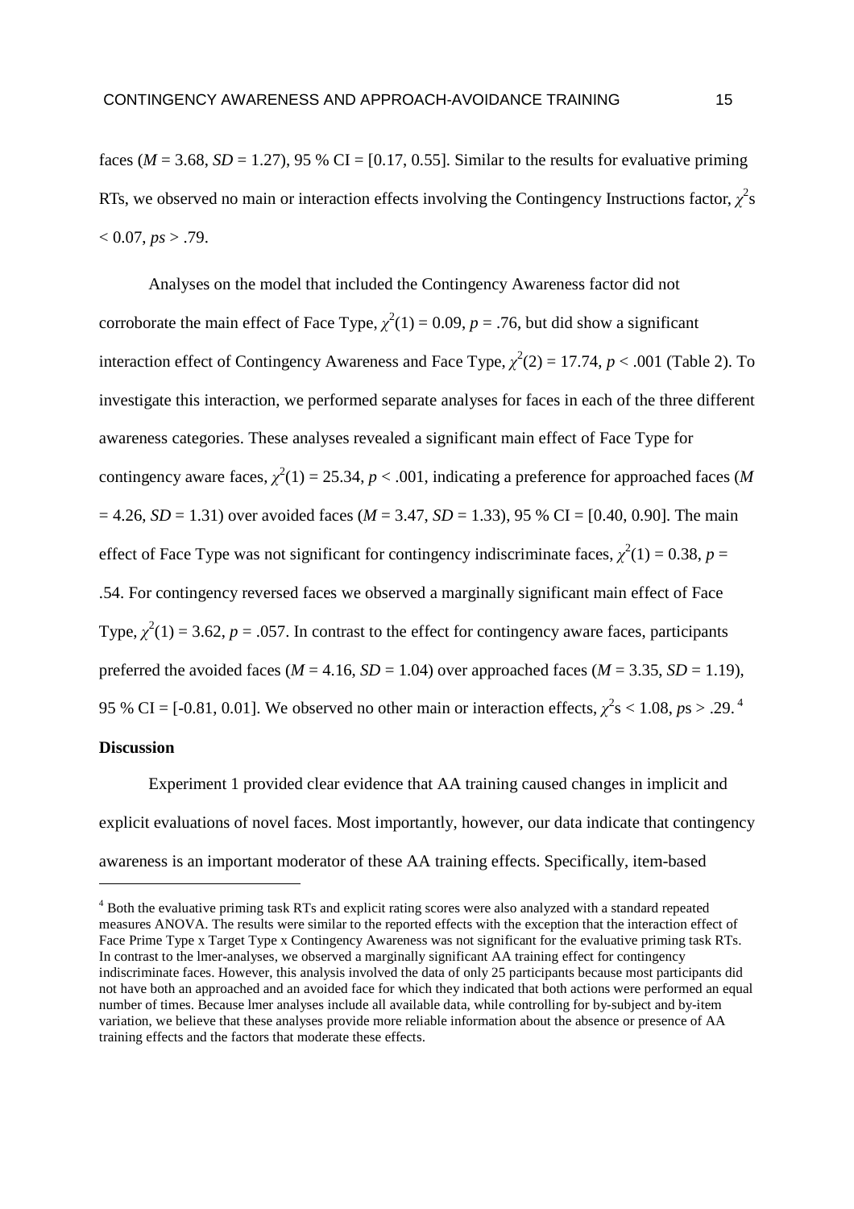faces ($M$ = 3.68, $SD$ = 1.27), 95 % CI = [0.17, 0.55]. Similar to the results for evaluative priming RTs, we observed no main or interaction effects involving the Contingency Instructions factor, $\chi^2$s < 0.07, $ps$ > .79.

Analyses on the model that included the Contingency Awareness factor did not corroborate the main effect of Face Type, $\chi^2(1) = 0.09$, $p = .76$, but did show a significant interaction effect of Contingency Awareness and Face Type, $\chi^2(2) = 17.74$, $p < .001$ (Table 2). To investigate this interaction, we performed separate analyses for faces in each of the three different awareness categories. These analyses revealed a significant main effect of Face Type for contingency aware faces, $\chi^2(1) = 25.34$, $p < .001$, indicating a preference for approached faces ($M$ = 4.26, $SD$ = 1.31) over avoided faces ($M$ = 3.47, $SD$ = 1.33), 95 % CI = [0.40, 0.90]. The main effect of Face Type was not significant for contingency indiscriminate faces, $\chi^2(1) = 0.38$, $p$ = .54. For contingency reversed faces we observed a marginally significant main effect of Face Type, $\chi^2(1) = 3.62$, $p = .057$. In contrast to the effect for contingency aware faces, participants preferred the avoided faces ($M$ = 4.16, $SD$ = 1.04) over approached faces ($M$ = 3.35, $SD$ = 1.19), 95 % CI = [-0.81, 0.01]. We observed no other main or interaction effects, $\chi^2$s < 1.08, $p$s > .29. [4]

**Discussion**

Experiment 1 provided clear evidence that AA training caused changes in implicit and explicit evaluations of novel faces. Most importantly, however, our data indicate that contingency awareness is an important moderator of these AA training effects. Specifically, item-based

[4] Both the evaluative priming task RTs and explicit rating scores were also analyzed with a standard repeated measures ANOVA. The results were similar to the reported effects with the exception that the interaction effect of Face Prime Type x Target Type x Contingency Awareness was not significant for the evaluative priming task RTs. In contrast to the lmer-analyses, we observed a marginally significant AA training effect for contingency indiscriminate faces. However, this analysis involved the data of only 25 participants because most participants did not have both an approached and an avoided face for which they indicated that both actions were performed an equal number of times. Because lmer analyses include all available data, while controlling for by-subject and by-item variation, we believe that these analyses provide more reliable information about the absence or presence of AA training effects and the factors that moderate these effects.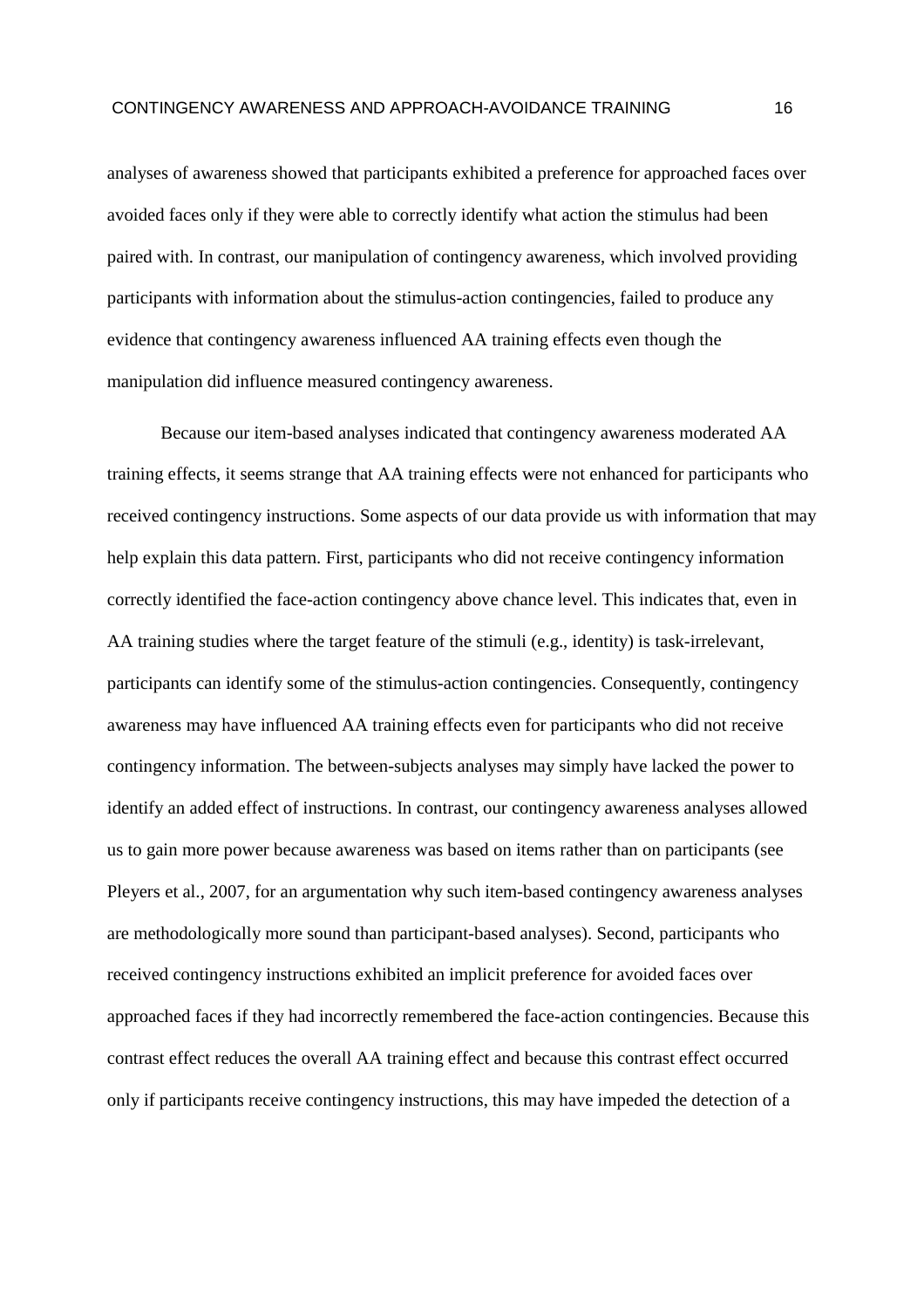analyses of awareness showed that participants exhibited a preference for approached faces over avoided faces only if they were able to correctly identify what action the stimulus had been paired with. In contrast, our manipulation of contingency awareness, which involved providing participants with information about the stimulus-action contingencies, failed to produce any evidence that contingency awareness influenced AA training effects even though the manipulation did influence measured contingency awareness.

Because our item-based analyses indicated that contingency awareness moderated AA training effects, it seems strange that AA training effects were not enhanced for participants who received contingency instructions. Some aspects of our data provide us with information that may help explain this data pattern. First, participants who did not receive contingency information correctly identified the face-action contingency above chance level. This indicates that, even in AA training studies where the target feature of the stimuli (e.g., identity) is task-irrelevant, participants can identify some of the stimulus-action contingencies. Consequently, contingency awareness may have influenced AA training effects even for participants who did not receive contingency information. The between-subjects analyses may simply have lacked the power to identify an added effect of instructions. In contrast, our contingency awareness analyses allowed us to gain more power because awareness was based on items rather than on participants (see Pleyers et al., 2007, for an argumentation why such item-based contingency awareness analyses are methodologically more sound than participant-based analyses). Second, participants who received contingency instructions exhibited an implicit preference for avoided faces over approached faces if they had incorrectly remembered the face-action contingencies. Because this contrast effect reduces the overall AA training effect and because this contrast effect occurred only if participants receive contingency instructions, this may have impeded the detection of a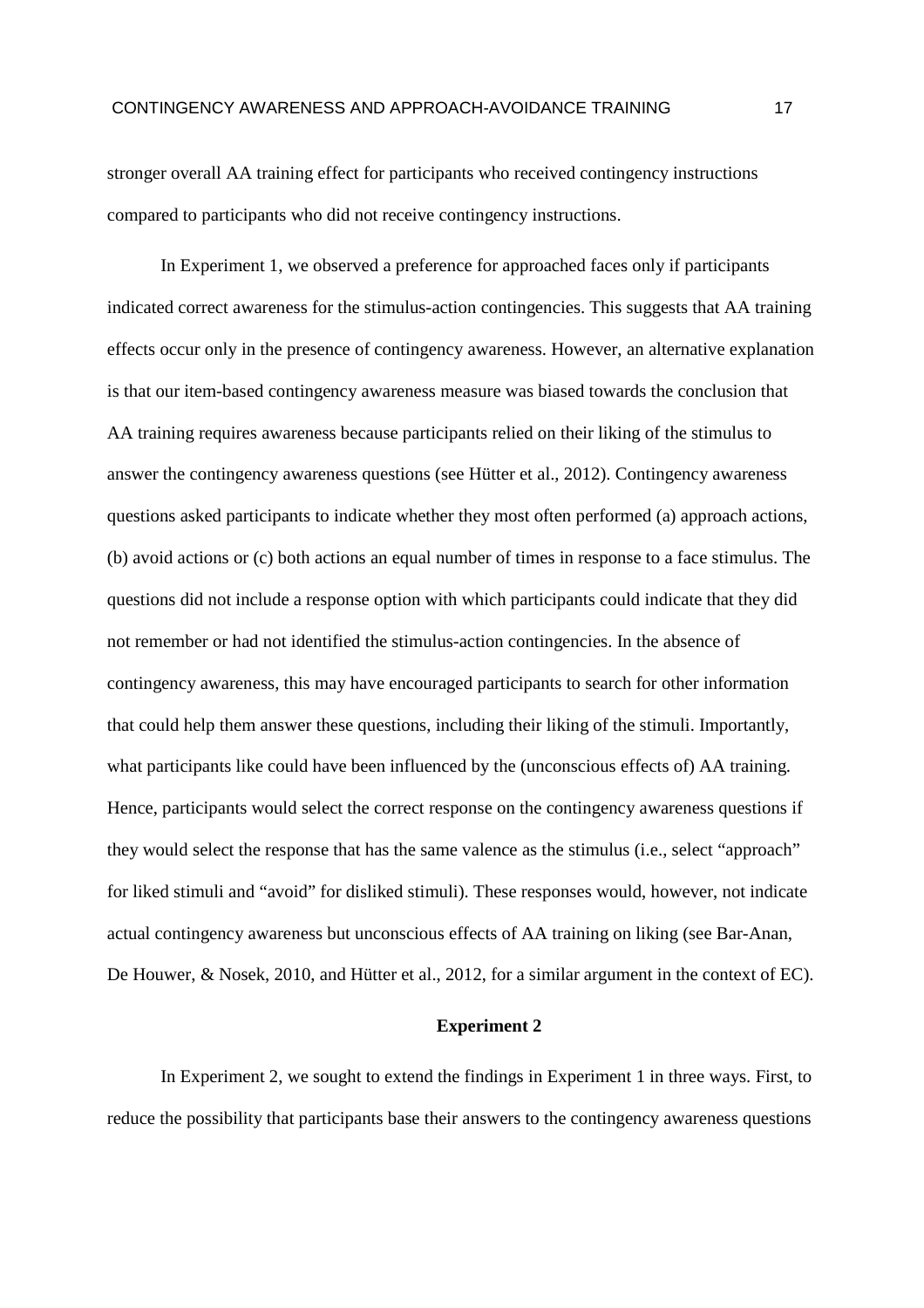stronger overall AA training effect for participants who received contingency instructions compared to participants who did not receive contingency instructions.

In Experiment 1, we observed a preference for approached faces only if participants indicated correct awareness for the stimulus-action contingencies. This suggests that AA training effects occur only in the presence of contingency awareness. However, an alternative explanation is that our item-based contingency awareness measure was biased towards the conclusion that AA training requires awareness because participants relied on their liking of the stimulus to answer the contingency awareness questions (see Hütter et al., 2012). Contingency awareness questions asked participants to indicate whether they most often performed (a) approach actions, (b) avoid actions or (c) both actions an equal number of times in response to a face stimulus. The questions did not include a response option with which participants could indicate that they did not remember or had not identified the stimulus-action contingencies. In the absence of contingency awareness, this may have encouraged participants to search for other information that could help them answer these questions, including their liking of the stimuli. Importantly, what participants like could have been influenced by the (unconscious effects of) AA training. Hence, participants would select the correct response on the contingency awareness questions if they would select the response that has the same valence as the stimulus (i.e., select "approach" for liked stimuli and "avoid" for disliked stimuli). These responses would, however, not indicate actual contingency awareness but unconscious effects of AA training on liking (see Bar-Anan, De Houwer, & Nosek, 2010, and Hütter et al., 2012, for a similar argument in the context of EC).

## Experiment 2

In Experiment 2, we sought to extend the findings in Experiment 1 in three ways. First, to reduce the possibility that participants base their answers to the contingency awareness questions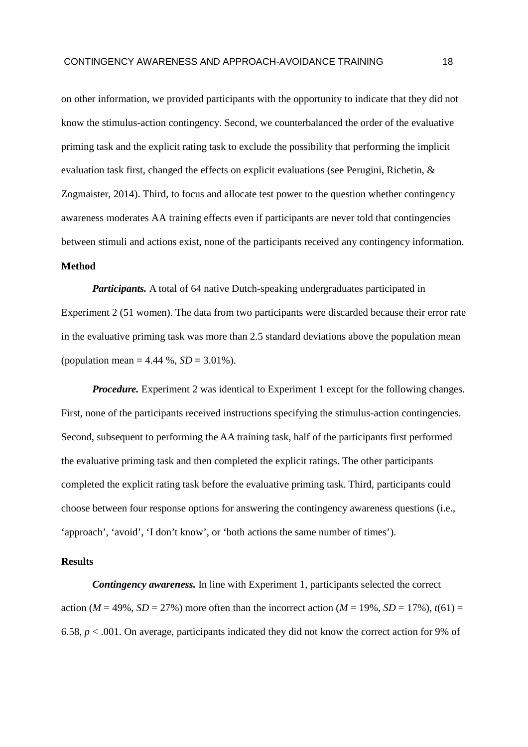on other information, we provided participants with the opportunity to indicate that they did not know the stimulus-action contingency. Second, we counterbalanced the order of the evaluative priming task and the explicit rating task to exclude the possibility that performing the implicit evaluation task first, changed the effects on explicit evaluations (see Perugini, Richetin, & Zogmaister, 2014). Third, to focus and allocate test power to the question whether contingency awareness moderates AA training effects even if participants are never told that contingencies between stimuli and actions exist, none of the participants received any contingency information.

## Method

***Participants.*** A total of 64 native Dutch-speaking undergraduates participated in Experiment 2 (51 women). The data from two participants were discarded because their error rate in the evaluative priming task was more than 2.5 standard deviations above the population mean (population mean = 4.44 %, $SD$ = 3.01%).

***Procedure.*** Experiment 2 was identical to Experiment 1 except for the following changes. First, none of the participants received instructions specifying the stimulus-action contingencies. Second, subsequent to performing the AA training task, half of the participants first performed the evaluative priming task and then completed the explicit ratings. The other participants completed the explicit rating task before the evaluative priming task. Third, participants could choose between four response options for answering the contingency awareness questions (i.e., 'approach', 'avoid', 'I don't know', or 'both actions the same number of times').

## Results

***Contingency awareness.*** In line with Experiment 1, participants selected the correct action ($M$ = 49%, $SD$ = 27%) more often than the incorrect action ($M$ = 19%, $SD$ = 17%), $t(61)$ = 6.58, $p < .001$. On average, participants indicated they did not know the correct action for 9% of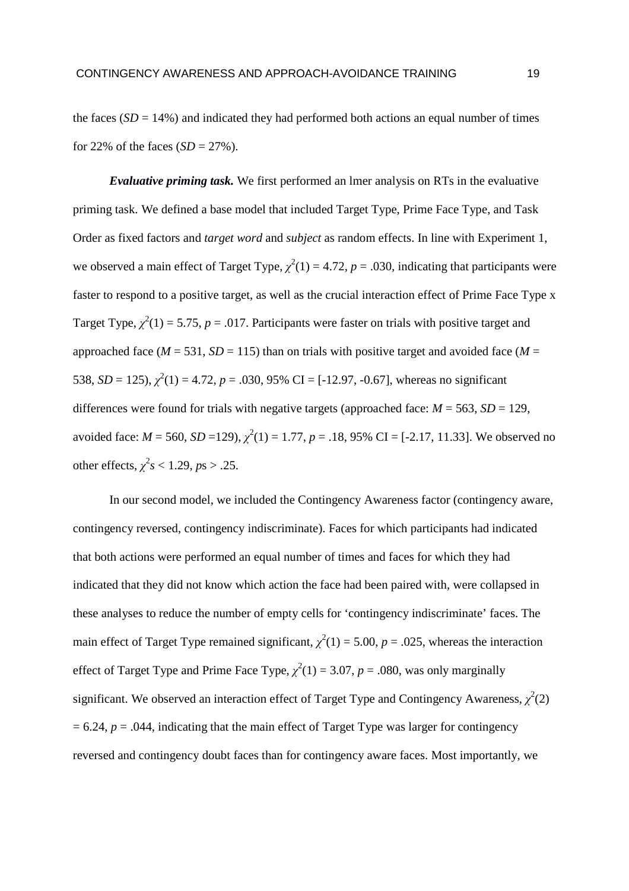the faces (*SD* = 14%) and indicated they had performed both actions an equal number of times for 22% of the faces (*SD* = 27%).

***Evaluative priming task.*** We first performed an lmer analysis on RTs in the evaluative priming task. We defined a base model that included Target Type, Prime Face Type, and Task Order as fixed factors and *target word* and *subject* as random effects. In line with Experiment 1, we observed a main effect of Target Type, $\chi^2(1) = 4.72$, $p = .030$, indicating that participants were faster to respond to a positive target, as well as the crucial interaction effect of Prime Face Type x Target Type, $\chi^2(1) = 5.75$, $p = .017$. Participants were faster on trials with positive target and approached face ($M = 531$, $SD = 115$) than on trials with positive target and avoided face ($M = 538$, $SD = 125$), $\chi^2(1) = 4.72$, $p = .030$, 95% CI = [-12.97, -0.67], whereas no significant differences were found for trials with negative targets (approached face: $M = 563$, $SD = 129$, avoided face: $M = 560$, $SD = 129$), $\chi^2(1) = 1.77$, $p = .18$, 95% CI = [-2.17, 11.33]. We observed no other effects, $\chi^2s < 1.29$, $p$s > .25.

In our second model, we included the Contingency Awareness factor (contingency aware, contingency reversed, contingency indiscriminate). Faces for which participants had indicated that both actions were performed an equal number of times and faces for which they had indicated that they did not know which action the face had been paired with, were collapsed in these analyses to reduce the number of empty cells for 'contingency indiscriminate' faces. The main effect of Target Type remained significant, $\chi^2(1) = 5.00$, $p = .025$, whereas the interaction effect of Target Type and Prime Face Type, $\chi^2(1) = 3.07$, $p = .080$, was only marginally significant. We observed an interaction effect of Target Type and Contingency Awareness, $\chi^2(2) = 6.24$, $p = .044$, indicating that the main effect of Target Type was larger for contingency reversed and contingency doubt faces than for contingency aware faces. Most importantly, we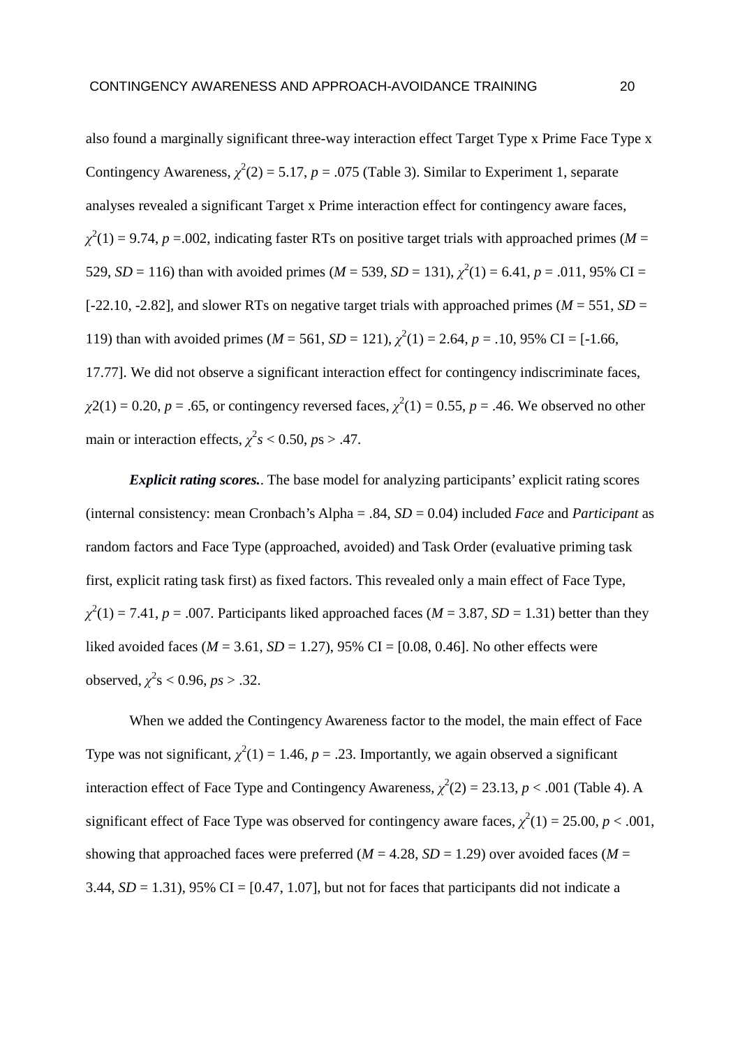also found a marginally significant three-way interaction effect Target Type x Prime Face Type x Contingency Awareness, $\chi^2(2) = 5.17$, $p = .075$ (Table 3). Similar to Experiment 1, separate analyses revealed a significant Target x Prime interaction effect for contingency aware faces, $\chi^2(1) = 9.74$, $p = .002$, indicating faster RTs on positive target trials with approached primes ($M = 529$, $SD = 116$) than with avoided primes ($M = 539$, $SD = 131$), $\chi^2(1) = 6.41$, $p = .011$, 95% CI = [-22.10, -2.82], and slower RTs on negative target trials with approached primes ($M = 551$, $SD = 119$) than with avoided primes ($M = 561$, $SD = 121$), $\chi^2(1) = 2.64$, $p = .10$, 95% CI = [-1.66, 17.77]. We did not observe a significant interaction effect for contingency indiscriminate faces, $\chi2(1) = 0.20$, $p = .65$, or contingency reversed faces, $\chi^2(1) = 0.55$, $p = .46$. We observed no other main or interaction effects, $\chi^2s < 0.50$, $p$s > .47.

***Explicit rating scores.***. The base model for analyzing participants' explicit rating scores (internal consistency: mean Cronbach's Alpha = .84, $SD = 0.04$) included *Face* and *Participant* as random factors and Face Type (approached, avoided) and Task Order (evaluative priming task first, explicit rating task first) as fixed factors. This revealed only a main effect of Face Type, $\chi^2(1) = 7.41$, $p = .007$. Participants liked approached faces ($M = 3.87$, $SD = 1.31$) better than they liked avoided faces ($M = 3.61$, $SD = 1.27$), 95% CI = [0.08, 0.46]. No other effects were observed, $\chi^2$s < 0.96, $ps > .32$.

When we added the Contingency Awareness factor to the model, the main effect of Face Type was not significant, $\chi^2(1) = 1.46$, $p = .23$. Importantly, we again observed a significant interaction effect of Face Type and Contingency Awareness, $\chi^2(2) = 23.13$, $p < .001$ (Table 4). A significant effect of Face Type was observed for contingency aware faces, $\chi^2(1) = 25.00$, $p < .001$, showing that approached faces were preferred ($M = 4.28$, $SD = 1.29$) over avoided faces ($M = 3.44$, $SD = 1.31$), 95% CI = [0.47, 1.07], but not for faces that participants did not indicate a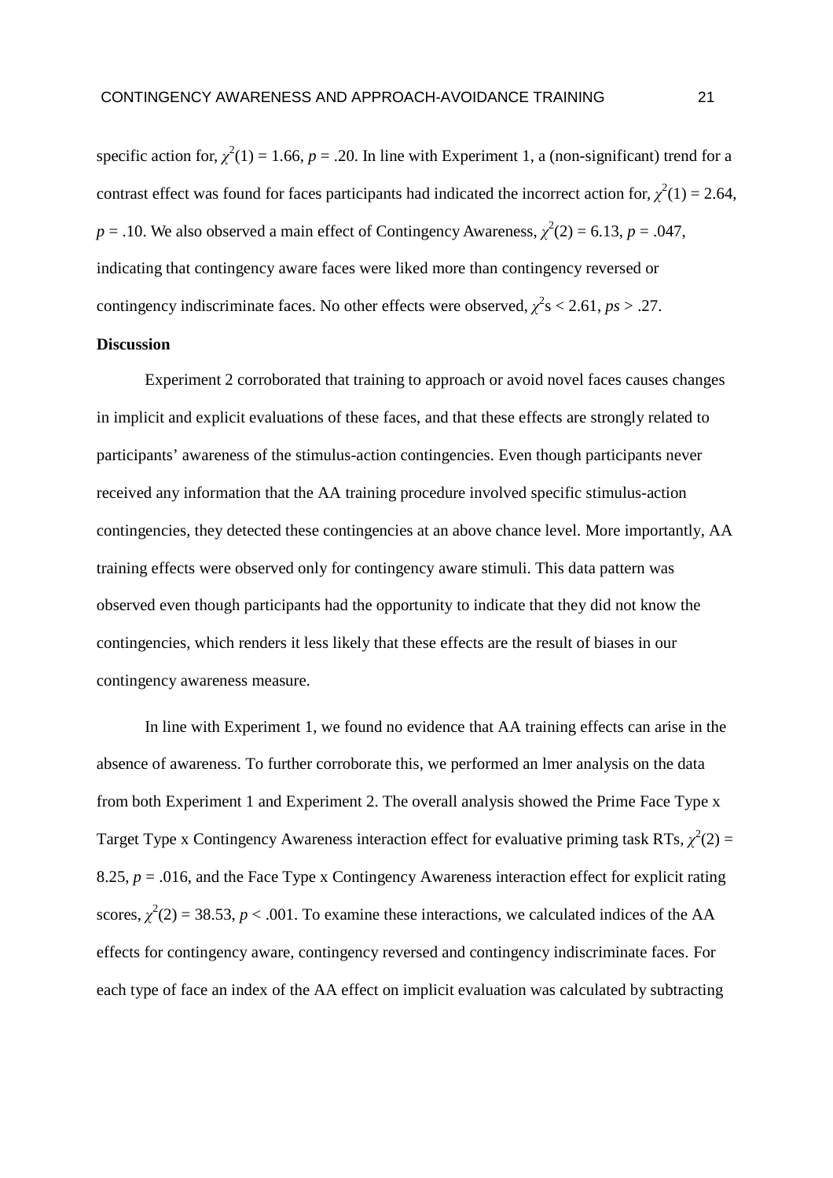specific action for, $\chi^2(1) = 1.66$, $p = .20$. In line with Experiment 1, a (non-significant) trend for a contrast effect was found for faces participants had indicated the incorrect action for, $\chi^2(1) = 2.64$, $p = .10$. We also observed a main effect of Contingency Awareness, $\chi^2(2) = 6.13$, $p = .047$, indicating that contingency aware faces were liked more than contingency reversed or contingency indiscriminate faces. No other effects were observed, $\chi^2$s $< 2.61$, *ps* $> .27$.

**Discussion**

Experiment 2 corroborated that training to approach or avoid novel faces causes changes in implicit and explicit evaluations of these faces, and that these effects are strongly related to participants' awareness of the stimulus-action contingencies. Even though participants never received any information that the AA training procedure involved specific stimulus-action contingencies, they detected these contingencies at an above chance level. More importantly, AA training effects were observed only for contingency aware stimuli. This data pattern was observed even though participants had the opportunity to indicate that they did not know the contingencies, which renders it less likely that these effects are the result of biases in our contingency awareness measure.

In line with Experiment 1, we found no evidence that AA training effects can arise in the absence of awareness. To further corroborate this, we performed an lmer analysis on the data from both Experiment 1 and Experiment 2. The overall analysis showed the Prime Face Type x Target Type x Contingency Awareness interaction effect for evaluative priming task RTs, $\chi^2(2) = 8.25$, $p = .016$, and the Face Type x Contingency Awareness interaction effect for explicit rating scores, $\chi^2(2) = 38.53$, $p < .001$. To examine these interactions, we calculated indices of the AA effects for contingency aware, contingency reversed and contingency indiscriminate faces. For each type of face an index of the AA effect on implicit evaluation was calculated by subtracting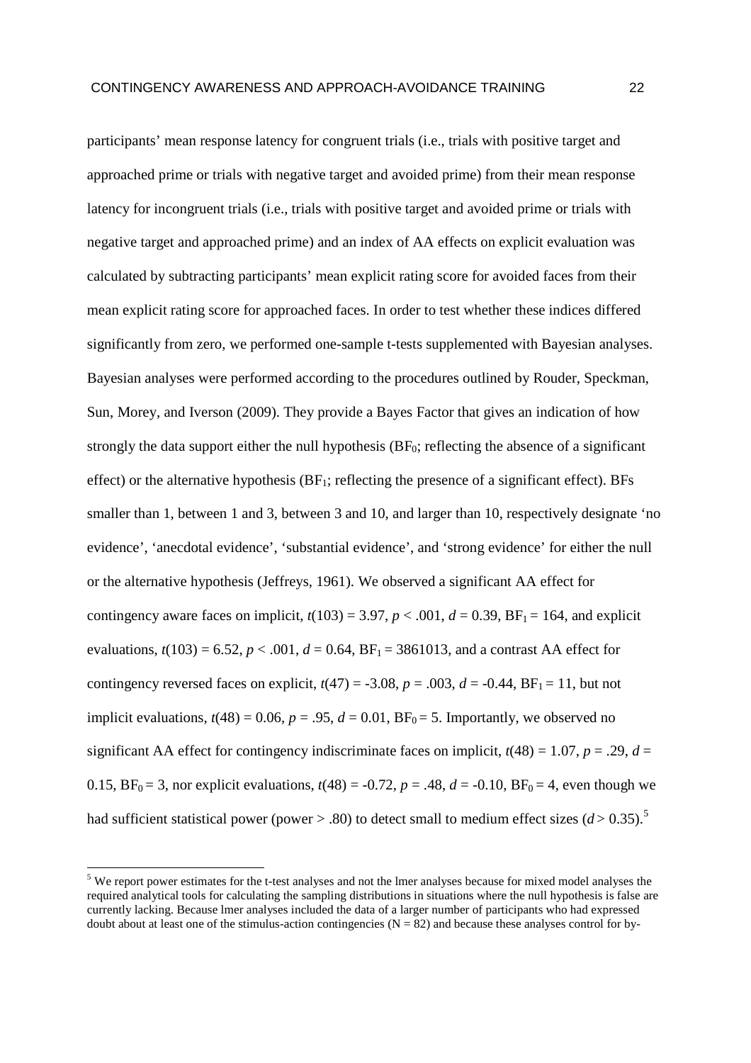participants' mean response latency for congruent trials (i.e., trials with positive target and approached prime or trials with negative target and avoided prime) from their mean response latency for incongruent trials (i.e., trials with positive target and avoided prime or trials with negative target and approached prime) and an index of AA effects on explicit evaluation was calculated by subtracting participants' mean explicit rating score for avoided faces from their mean explicit rating score for approached faces. In order to test whether these indices differed significantly from zero, we performed one-sample t-tests supplemented with Bayesian analyses. Bayesian analyses were performed according to the procedures outlined by Rouder, Speckman, Sun, Morey, and Iverson (2009). They provide a Bayes Factor that gives an indication of how strongly the data support either the null hypothesis ($BF_0$; reflecting the absence of a significant effect) or the alternative hypothesis ($BF_1$; reflecting the presence of a significant effect). BFs smaller than 1, between 1 and 3, between 3 and 10, and larger than 10, respectively designate 'no evidence', 'anecdotal evidence', 'substantial evidence', and 'strong evidence' for either the null or the alternative hypothesis (Jeffreys, 1961). We observed a significant AA effect for contingency aware faces on implicit, $t(103) = 3.97$, $p < .001$, $d = 0.39$, $BF_1 = 164$, and explicit evaluations, $t(103) = 6.52$, $p < .001$, $d = 0.64$, $BF_1 = 3861013$, and a contrast AA effect for contingency reversed faces on explicit, $t(47) = -3.08$, $p = .003$, $d = -0.44$, $BF_1 = 11$, but not implicit evaluations, $t(48) = 0.06$, $p = .95$, $d = 0.01$, $BF_0 = 5$. Importantly, we observed no significant AA effect for contingency indiscriminate faces on implicit, $t(48) = 1.07$, $p = .29$, $d = 0.15$, $BF_0 = 3$, nor explicit evaluations, $t(48) = -0.72$, $p = .48$, $d = -0.10$, $BF_0 = 4$, even though we had sufficient statistical power (power > .80) to detect small to medium effect sizes ($d > 0.35$).[5]

[5] We report power estimates for the t-test analyses and not the lmer analyses because for mixed model analyses the required analytical tools for calculating the sampling distributions in situations where the null hypothesis is false are currently lacking. Because lmer analyses included the data of a larger number of participants who had expressed doubt about at least one of the stimulus-action contingencies ($N = 82$) and because these analyses control for by-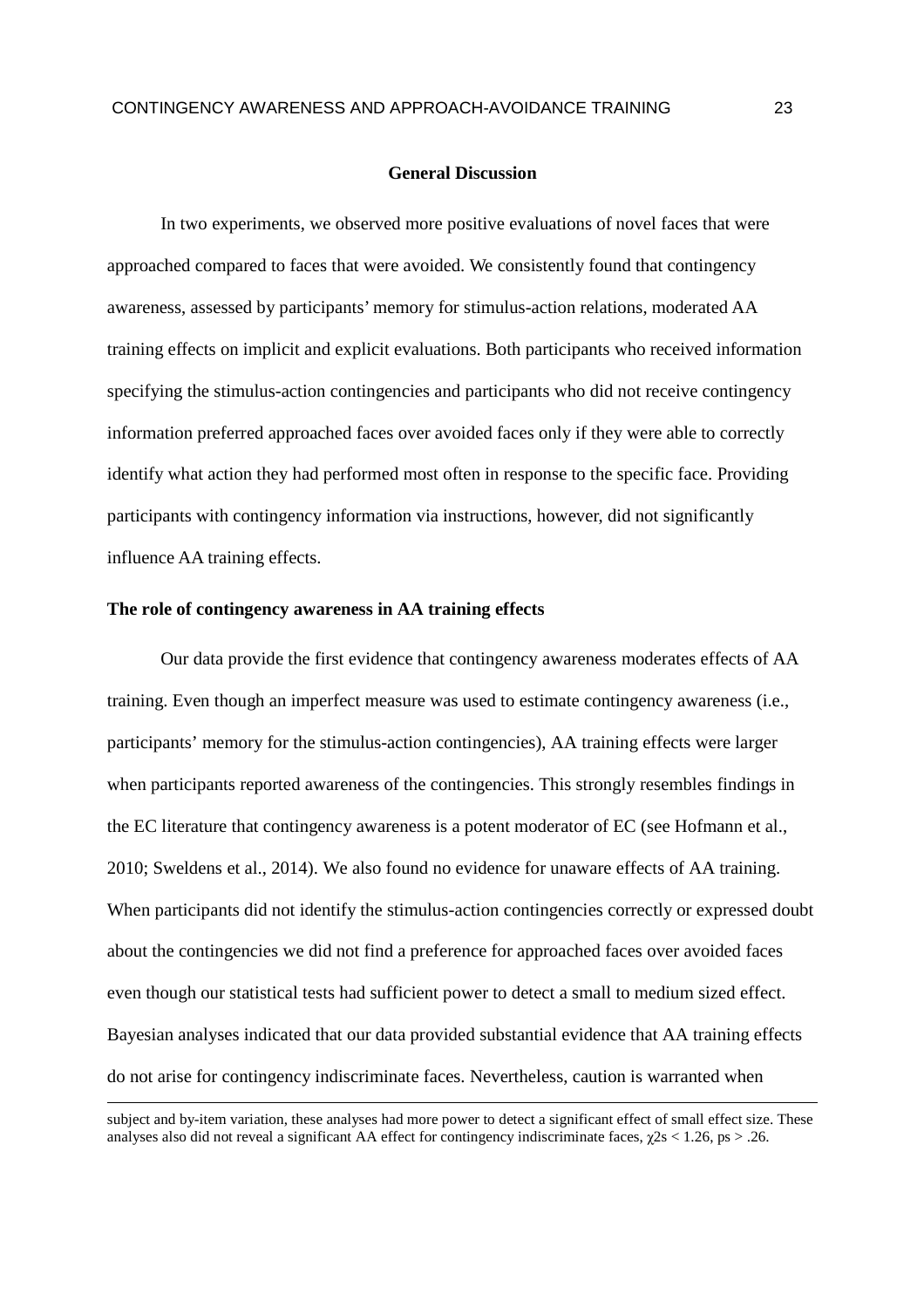## General Discussion

In two experiments, we observed more positive evaluations of novel faces that were approached compared to faces that were avoided. We consistently found that contingency awareness, assessed by participants' memory for stimulus-action relations, moderated AA training effects on implicit and explicit evaluations. Both participants who received information specifying the stimulus-action contingencies and participants who did not receive contingency information preferred approached faces over avoided faces only if they were able to correctly identify what action they had performed most often in response to the specific face. Providing participants with contingency information via instructions, however, did not significantly influence AA training effects.

### The role of contingency awareness in AA training effects

Our data provide the first evidence that contingency awareness moderates effects of AA training. Even though an imperfect measure was used to estimate contingency awareness (i.e., participants' memory for the stimulus-action contingencies), AA training effects were larger when participants reported awareness of the contingencies. This strongly resembles findings in the EC literature that contingency awareness is a potent moderator of EC (see Hofmann et al., 2010; Sweldens et al., 2014). We also found no evidence for unaware effects of AA training. When participants did not identify the stimulus-action contingencies correctly or expressed doubt about the contingencies we did not find a preference for approached faces over avoided faces even though our statistical tests had sufficient power to detect a small to medium sized effect. Bayesian analyses indicated that our data provided substantial evidence that AA training effects do not arise for contingency indiscriminate faces. Nevertheless, caution is warranted when

---

subject and by-item variation, these analyses had more power to detect a significant effect of small effect size. These analyses also did not reveal a significant AA effect for contingency indiscriminate faces, $\chi^2$s $< 1.26$, $p$s $> .26$.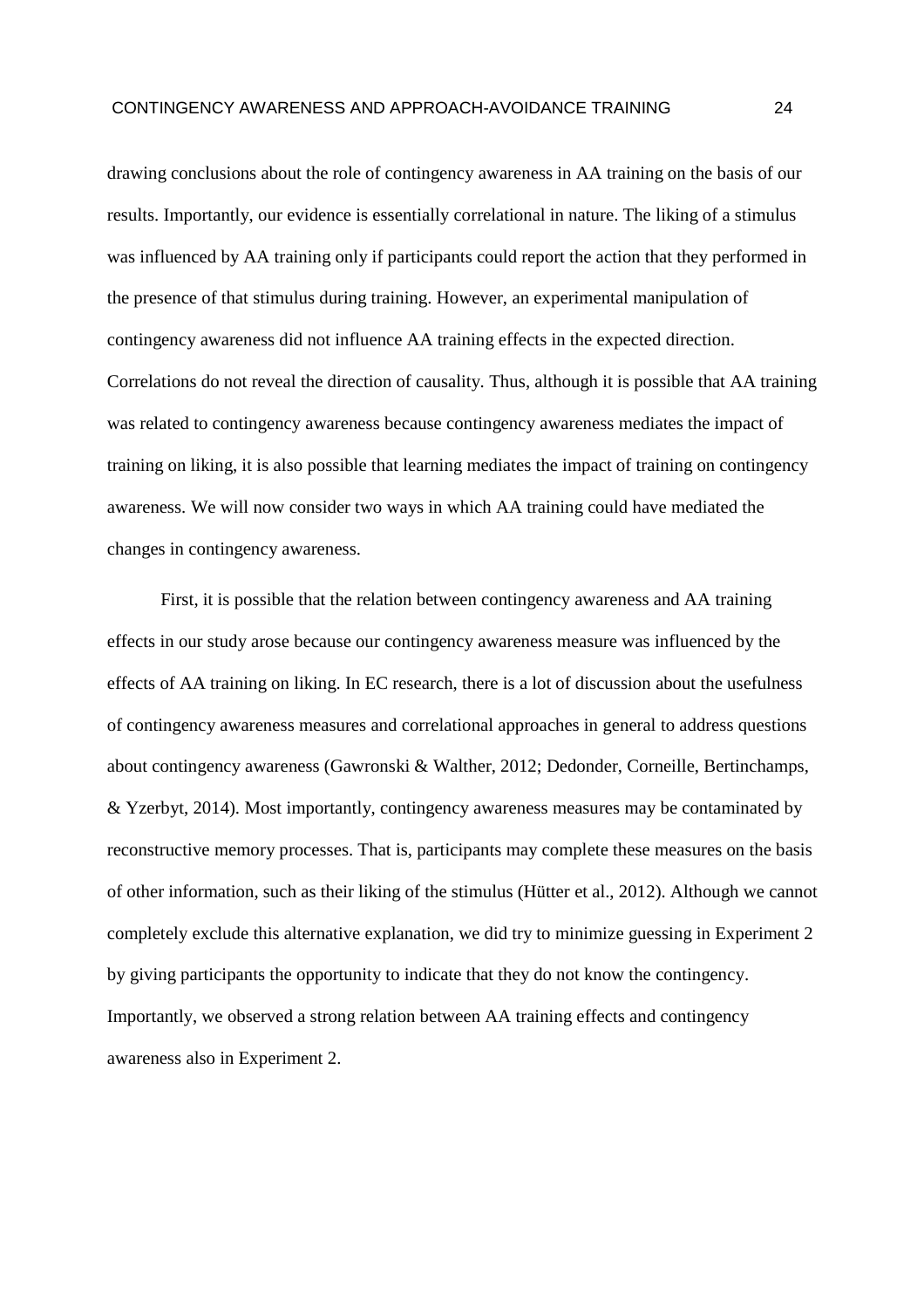drawing conclusions about the role of contingency awareness in AA training on the basis of our results. Importantly, our evidence is essentially correlational in nature. The liking of a stimulus was influenced by AA training only if participants could report the action that they performed in the presence of that stimulus during training. However, an experimental manipulation of contingency awareness did not influence AA training effects in the expected direction. Correlations do not reveal the direction of causality. Thus, although it is possible that AA training was related to contingency awareness because contingency awareness mediates the impact of training on liking, it is also possible that learning mediates the impact of training on contingency awareness. We will now consider two ways in which AA training could have mediated the changes in contingency awareness.

First, it is possible that the relation between contingency awareness and AA training effects in our study arose because our contingency awareness measure was influenced by the effects of AA training on liking. In EC research, there is a lot of discussion about the usefulness of contingency awareness measures and correlational approaches in general to address questions about contingency awareness (Gawronski & Walther, 2012; Dedonder, Corneille, Bertinchamps, & Yzerbyt, 2014). Most importantly, contingency awareness measures may be contaminated by reconstructive memory processes. That is, participants may complete these measures on the basis of other information, such as their liking of the stimulus (Hütter et al., 2012). Although we cannot completely exclude this alternative explanation, we did try to minimize guessing in Experiment 2 by giving participants the opportunity to indicate that they do not know the contingency. Importantly, we observed a strong relation between AA training effects and contingency awareness also in Experiment 2.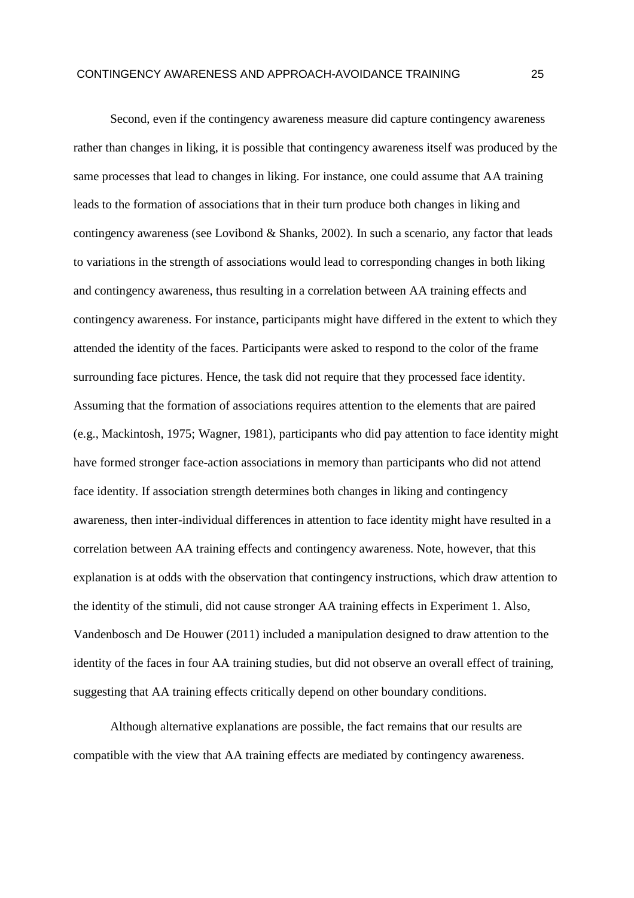Second, even if the contingency awareness measure did capture contingency awareness rather than changes in liking, it is possible that contingency awareness itself was produced by the same processes that lead to changes in liking. For instance, one could assume that AA training leads to the formation of associations that in their turn produce both changes in liking and contingency awareness (see Lovibond & Shanks, 2002). In such a scenario, any factor that leads to variations in the strength of associations would lead to corresponding changes in both liking and contingency awareness, thus resulting in a correlation between AA training effects and contingency awareness. For instance, participants might have differed in the extent to which they attended the identity of the faces. Participants were asked to respond to the color of the frame surrounding face pictures. Hence, the task did not require that they processed face identity. Assuming that the formation of associations requires attention to the elements that are paired (e.g., Mackintosh, 1975; Wagner, 1981), participants who did pay attention to face identity might have formed stronger face-action associations in memory than participants who did not attend face identity. If association strength determines both changes in liking and contingency awareness, then inter-individual differences in attention to face identity might have resulted in a correlation between AA training effects and contingency awareness. Note, however, that this explanation is at odds with the observation that contingency instructions, which draw attention to the identity of the stimuli, did not cause stronger AA training effects in Experiment 1. Also, Vandenbosch and De Houwer (2011) included a manipulation designed to draw attention to the identity of the faces in four AA training studies, but did not observe an overall effect of training, suggesting that AA training effects critically depend on other boundary conditions.

Although alternative explanations are possible, the fact remains that our results are compatible with the view that AA training effects are mediated by contingency awareness.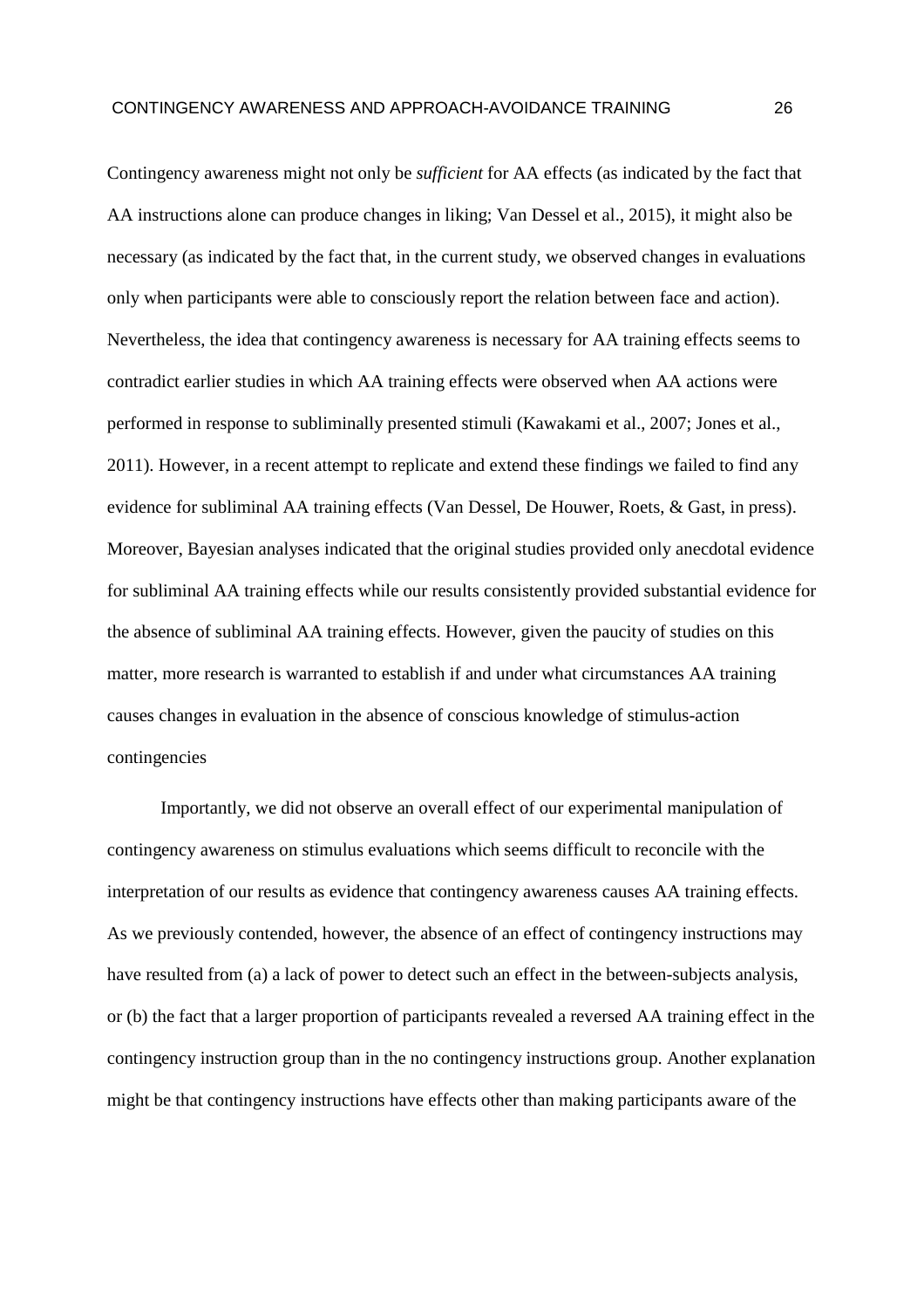Contingency awareness might not only be *sufficient* for AA effects (as indicated by the fact that AA instructions alone can produce changes in liking; Van Dessel et al., 2015), it might also be necessary (as indicated by the fact that, in the current study, we observed changes in evaluations only when participants were able to consciously report the relation between face and action). Nevertheless, the idea that contingency awareness is necessary for AA training effects seems to contradict earlier studies in which AA training effects were observed when AA actions were performed in response to subliminally presented stimuli (Kawakami et al., 2007; Jones et al., 2011). However, in a recent attempt to replicate and extend these findings we failed to find any evidence for subliminal AA training effects (Van Dessel, De Houwer, Roets, & Gast, in press). Moreover, Bayesian analyses indicated that the original studies provided only anecdotal evidence for subliminal AA training effects while our results consistently provided substantial evidence for the absence of subliminal AA training effects. However, given the paucity of studies on this matter, more research is warranted to establish if and under what circumstances AA training causes changes in evaluation in the absence of conscious knowledge of stimulus-action contingencies

Importantly, we did not observe an overall effect of our experimental manipulation of contingency awareness on stimulus evaluations which seems difficult to reconcile with the interpretation of our results as evidence that contingency awareness causes AA training effects. As we previously contended, however, the absence of an effect of contingency instructions may have resulted from (a) a lack of power to detect such an effect in the between-subjects analysis, or (b) the fact that a larger proportion of participants revealed a reversed AA training effect in the contingency instruction group than in the no contingency instructions group. Another explanation might be that contingency instructions have effects other than making participants aware of the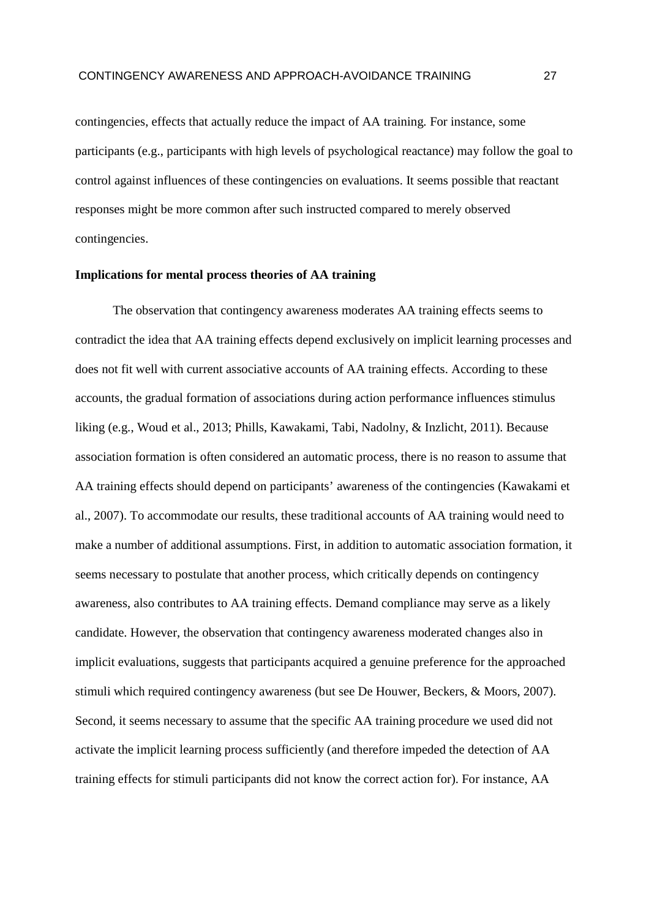contingencies, effects that actually reduce the impact of AA training. For instance, some participants (e.g., participants with high levels of psychological reactance) may follow the goal to control against influences of these contingencies on evaluations. It seems possible that reactant responses might be more common after such instructed compared to merely observed contingencies.

**Implications for mental process theories of AA training**

The observation that contingency awareness moderates AA training effects seems to contradict the idea that AA training effects depend exclusively on implicit learning processes and does not fit well with current associative accounts of AA training effects. According to these accounts, the gradual formation of associations during action performance influences stimulus liking (e.g., Woud et al., 2013; Phills, Kawakami, Tabi, Nadolny, & Inzlicht, 2011). Because association formation is often considered an automatic process, there is no reason to assume that AA training effects should depend on participants' awareness of the contingencies (Kawakami et al., 2007). To accommodate our results, these traditional accounts of AA training would need to make a number of additional assumptions. First, in addition to automatic association formation, it seems necessary to postulate that another process, which critically depends on contingency awareness, also contributes to AA training effects. Demand compliance may serve as a likely candidate. However, the observation that contingency awareness moderated changes also in implicit evaluations, suggests that participants acquired a genuine preference for the approached stimuli which required contingency awareness (but see De Houwer, Beckers, & Moors, 2007). Second, it seems necessary to assume that the specific AA training procedure we used did not activate the implicit learning process sufficiently (and therefore impeded the detection of AA training effects for stimuli participants did not know the correct action for). For instance, AA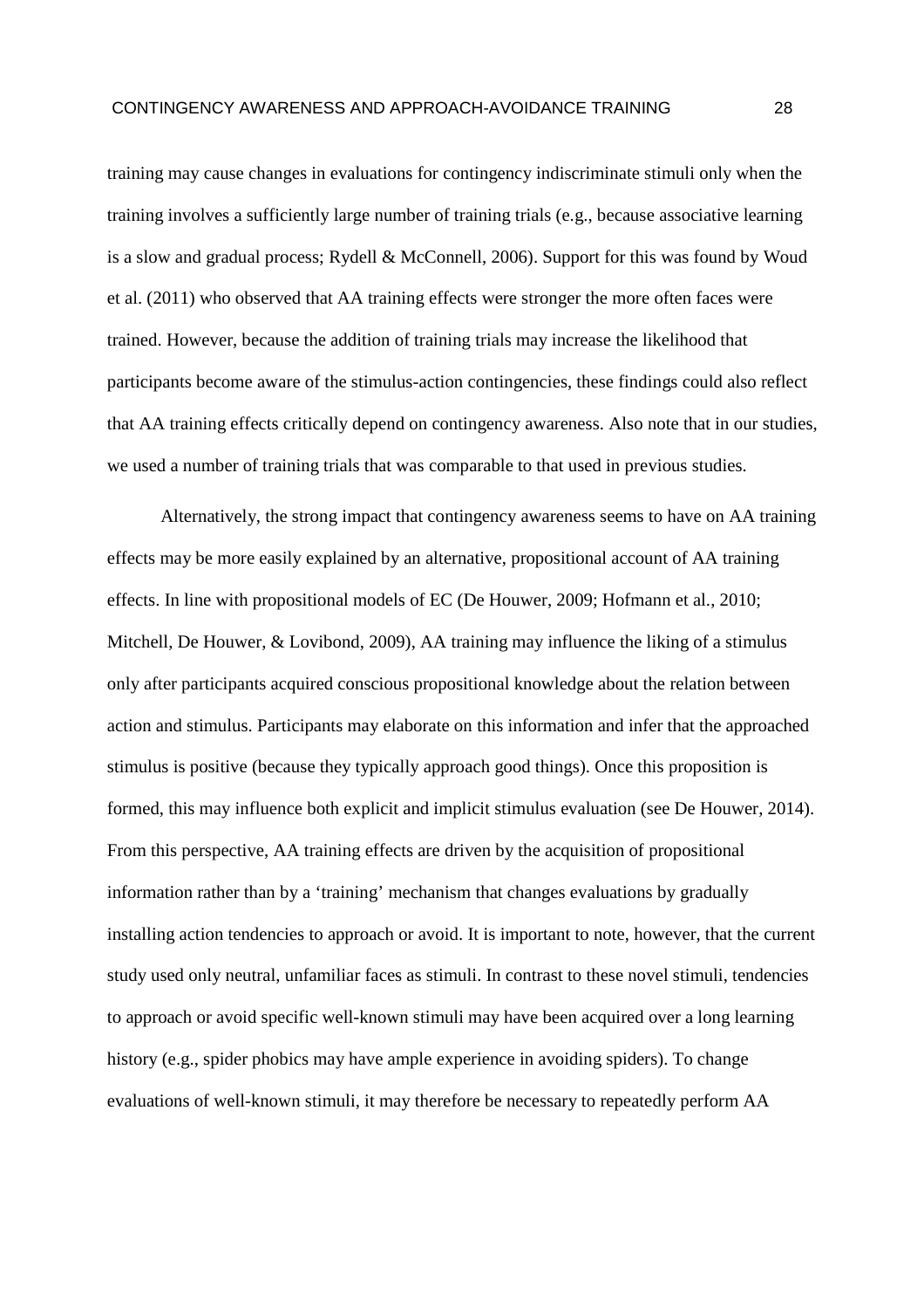training may cause changes in evaluations for contingency indiscriminate stimuli only when the training involves a sufficiently large number of training trials (e.g., because associative learning is a slow and gradual process; Rydell & McConnell, 2006). Support for this was found by Woud et al. (2011) who observed that AA training effects were stronger the more often faces were trained. However, because the addition of training trials may increase the likelihood that participants become aware of the stimulus-action contingencies, these findings could also reflect that AA training effects critically depend on contingency awareness. Also note that in our studies, we used a number of training trials that was comparable to that used in previous studies.

Alternatively, the strong impact that contingency awareness seems to have on AA training effects may be more easily explained by an alternative, propositional account of AA training effects. In line with propositional models of EC (De Houwer, 2009; Hofmann et al., 2010; Mitchell, De Houwer, & Lovibond, 2009), AA training may influence the liking of a stimulus only after participants acquired conscious propositional knowledge about the relation between action and stimulus. Participants may elaborate on this information and infer that the approached stimulus is positive (because they typically approach good things). Once this proposition is formed, this may influence both explicit and implicit stimulus evaluation (see De Houwer, 2014). From this perspective, AA training effects are driven by the acquisition of propositional information rather than by a 'training' mechanism that changes evaluations by gradually installing action tendencies to approach or avoid. It is important to note, however, that the current study used only neutral, unfamiliar faces as stimuli. In contrast to these novel stimuli, tendencies to approach or avoid specific well-known stimuli may have been acquired over a long learning history (e.g., spider phobics may have ample experience in avoiding spiders). To change evaluations of well-known stimuli, it may therefore be necessary to repeatedly perform AA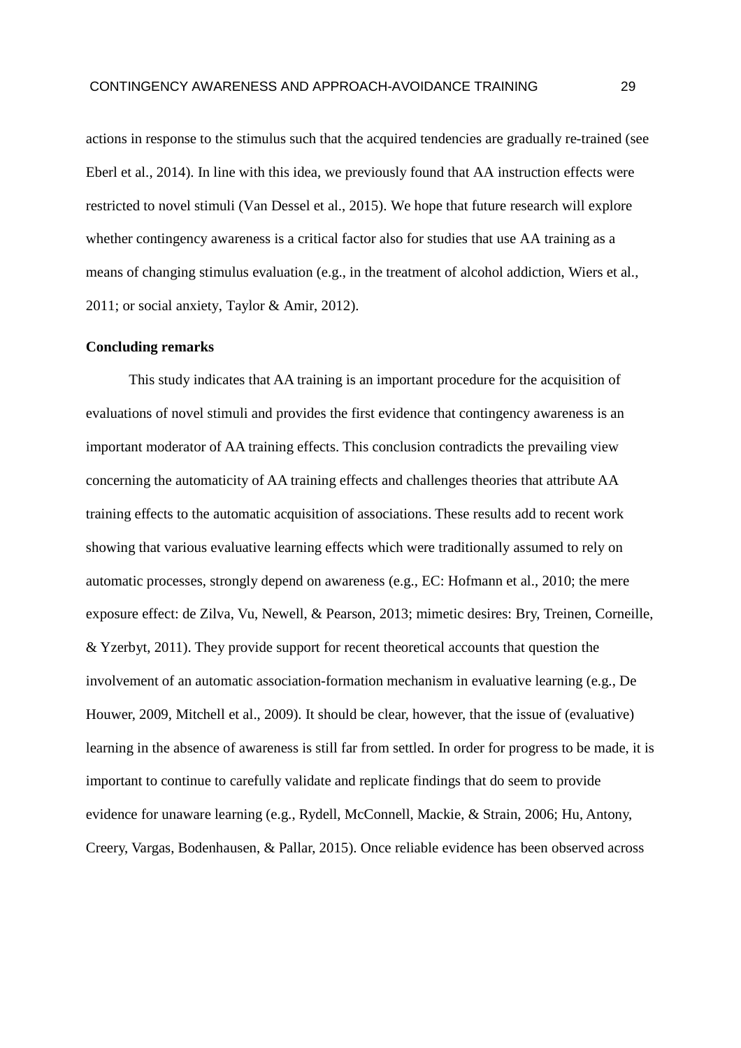actions in response to the stimulus such that the acquired tendencies are gradually re-trained (see Eberl et al., 2014). In line with this idea, we previously found that AA instruction effects were restricted to novel stimuli (Van Dessel et al., 2015). We hope that future research will explore whether contingency awareness is a critical factor also for studies that use AA training as a means of changing stimulus evaluation (e.g., in the treatment of alcohol addiction, Wiers et al., 2011; or social anxiety, Taylor & Amir, 2012).

**Concluding remarks**

This study indicates that AA training is an important procedure for the acquisition of evaluations of novel stimuli and provides the first evidence that contingency awareness is an important moderator of AA training effects. This conclusion contradicts the prevailing view concerning the automaticity of AA training effects and challenges theories that attribute AA training effects to the automatic acquisition of associations. These results add to recent work showing that various evaluative learning effects which were traditionally assumed to rely on automatic processes, strongly depend on awareness (e.g., EC: Hofmann et al., 2010; the mere exposure effect: de Zilva, Vu, Newell, & Pearson, 2013; mimetic desires: Bry, Treinen, Corneille, & Yzerbyt, 2011). They provide support for recent theoretical accounts that question the involvement of an automatic association-formation mechanism in evaluative learning (e.g., De Houwer, 2009, Mitchell et al., 2009). It should be clear, however, that the issue of (evaluative) learning in the absence of awareness is still far from settled. In order for progress to be made, it is important to continue to carefully validate and replicate findings that do seem to provide evidence for unaware learning (e.g., Rydell, McConnell, Mackie, & Strain, 2006; Hu, Antony, Creery, Vargas, Bodenhausen, & Pallar, 2015). Once reliable evidence has been observed across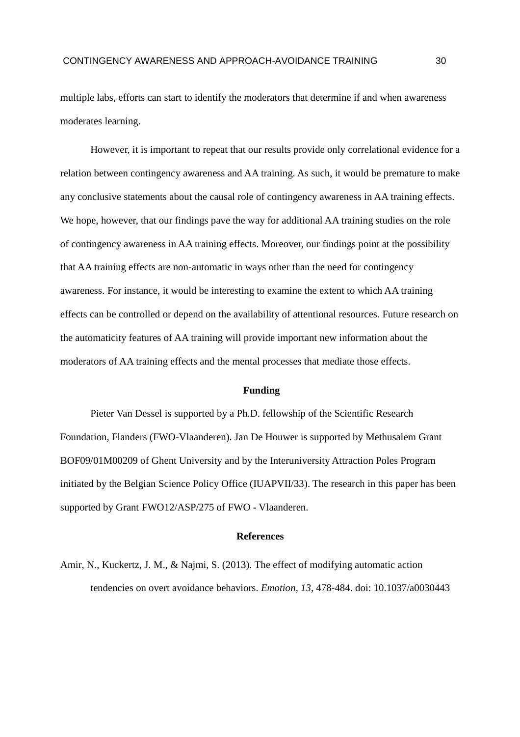multiple labs, efforts can start to identify the moderators that determine if and when awareness moderates learning.

However, it is important to repeat that our results provide only correlational evidence for a relation between contingency awareness and AA training. As such, it would be premature to make any conclusive statements about the causal role of contingency awareness in AA training effects. We hope, however, that our findings pave the way for additional AA training studies on the role of contingency awareness in AA training effects. Moreover, our findings point at the possibility that AA training effects are non-automatic in ways other than the need for contingency awareness. For instance, it would be interesting to examine the extent to which AA training effects can be controlled or depend on the availability of attentional resources. Future research on the automaticity features of AA training will provide important new information about the moderators of AA training effects and the mental processes that mediate those effects.

## Funding

Pieter Van Dessel is supported by a Ph.D. fellowship of the Scientific Research Foundation, Flanders (FWO-Vlaanderen). Jan De Houwer is supported by Methusalem Grant BOF09/01M00209 of Ghent University and by the Interuniversity Attraction Poles Program initiated by the Belgian Science Policy Office (IUAPVII/33). The research in this paper has been supported by Grant FWO12/ASP/275 of FWO - Vlaanderen.

## References

Amir, N., Kuckertz, J. M., & Najmi, S. (2013). The effect of modifying automatic action tendencies on overt avoidance behaviors. *Emotion, 13,* 478-484. doi: 10.1037/a0030443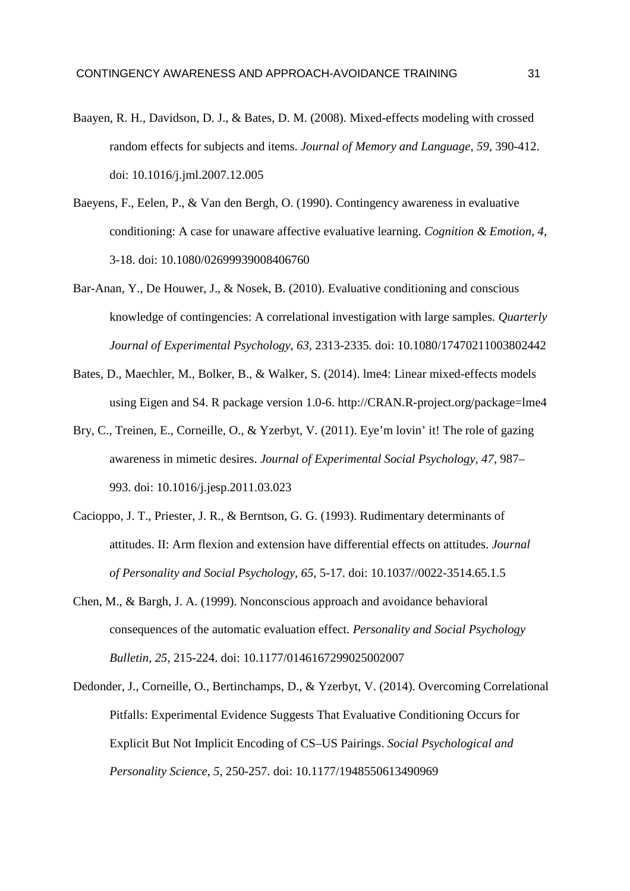Baayen, R. H., Davidson, D. J., & Bates, D. M. (2008). Mixed-effects modeling with crossed random effects for subjects and items. *Journal of Memory and Language, 59*, 390-412. doi: 10.1016/j.jml.2007.12.005

Baeyens, F., Eelen, P., & Van den Bergh, O. (1990). Contingency awareness in evaluative conditioning: A case for unaware affective evaluative learning. *Cognition & Emotion, 4*, 3-18. doi: 10.1080/02699939008406760

Bar-Anan, Y., De Houwer, J., & Nosek, B. (2010). Evaluative conditioning and conscious knowledge of contingencies: A correlational investigation with large samples. *Quarterly Journal of Experimental Psychology, 63*, 2313-2335*.* doi: 10.1080/17470211003802442

Bates, D., Maechler, M., Bolker, B., & Walker, S. (2014). lme4: Linear mixed-effects models using Eigen and S4. R package version 1.0-6. http://CRAN.R-project.org/package=lme4

Bry, C., Treinen, E., Corneille, O., & Yzerbyt, V. (2011). Eye'm lovin' it! The role of gazing awareness in mimetic desires. *Journal of Experimental Social Psychology, 47*, 987–993. doi: 10.1016/j.jesp.2011.03.023

Cacioppo, J. T., Priester, J. R., & Berntson, G. G. (1993). Rudimentary determinants of attitudes. II: Arm flexion and extension have differential effects on attitudes. *Journal of Personality and Social Psychology, 65*, 5-17. doi: 10.1037//0022-3514.65.1.5

Chen, M., & Bargh, J. A. (1999). Nonconscious approach and avoidance behavioral consequences of the automatic evaluation effect. *Personality and Social Psychology Bulletin, 25*, 215-224. doi: 10.1177/0146167299025002007

Dedonder, J., Corneille, O., Bertinchamps, D., & Yzerbyt, V. (2014). Overcoming Correlational Pitfalls: Experimental Evidence Suggests That Evaluative Conditioning Occurs for Explicit But Not Implicit Encoding of CS–US Pairings. *Social Psychological and Personality Science, 5*, 250-257. doi: 10.1177/1948550613490969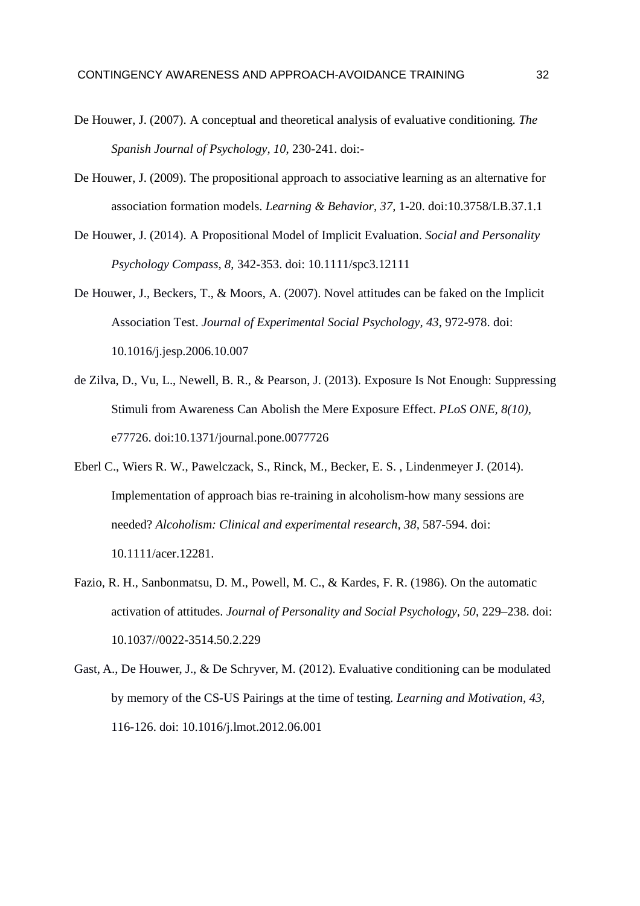De Houwer, J. (2007). A conceptual and theoretical analysis of evaluative conditioning. *The Spanish Journal of Psychology*, *10*, 230-241. doi:-

De Houwer, J. (2009). The propositional approach to associative learning as an alternative for association formation models. *Learning & Behavior, 37*, 1-20. doi:10.3758/LB.37.1.1

De Houwer, J. (2014). A Propositional Model of Implicit Evaluation. *Social and Personality Psychology Compass*, *8*, 342-353. doi: 10.1111/spc3.12111

De Houwer, J., Beckers, T., & Moors, A. (2007). Novel attitudes can be faked on the Implicit Association Test. *Journal of Experimental Social Psychology, 43*, 972-978. doi: 10.1016/j.jesp.2006.10.007

de Zilva, D., Vu, L., Newell, B. R., & Pearson, J. (2013). Exposure Is Not Enough: Suppressing Stimuli from Awareness Can Abolish the Mere Exposure Effect. *PLoS ONE, 8(10)*, e77726. doi:10.1371/journal.pone.0077726

Eberl C., Wiers R. W., Pawelczack, S., Rinck, M., Becker, E. S. , Lindenmeyer J. (2014). Implementation of approach bias re-training in alcoholism-how many sessions are needed? *Alcoholism: Clinical and experimental research, 38*, 587-594. doi: 10.1111/acer.12281.

Fazio, R. H., Sanbonmatsu, D. M., Powell, M. C., & Kardes, F. R. (1986). On the automatic activation of attitudes. *Journal of Personality and Social Psychology, 50*, 229–238. doi: 10.1037//0022-3514.50.2.229

Gast, A., De Houwer, J., & De Schryver, M. (2012). Evaluative conditioning can be modulated by memory of the CS-US Pairings at the time of testing. *Learning and Motivation*, *43*, 116-126. doi: 10.1016/j.lmot.2012.06.001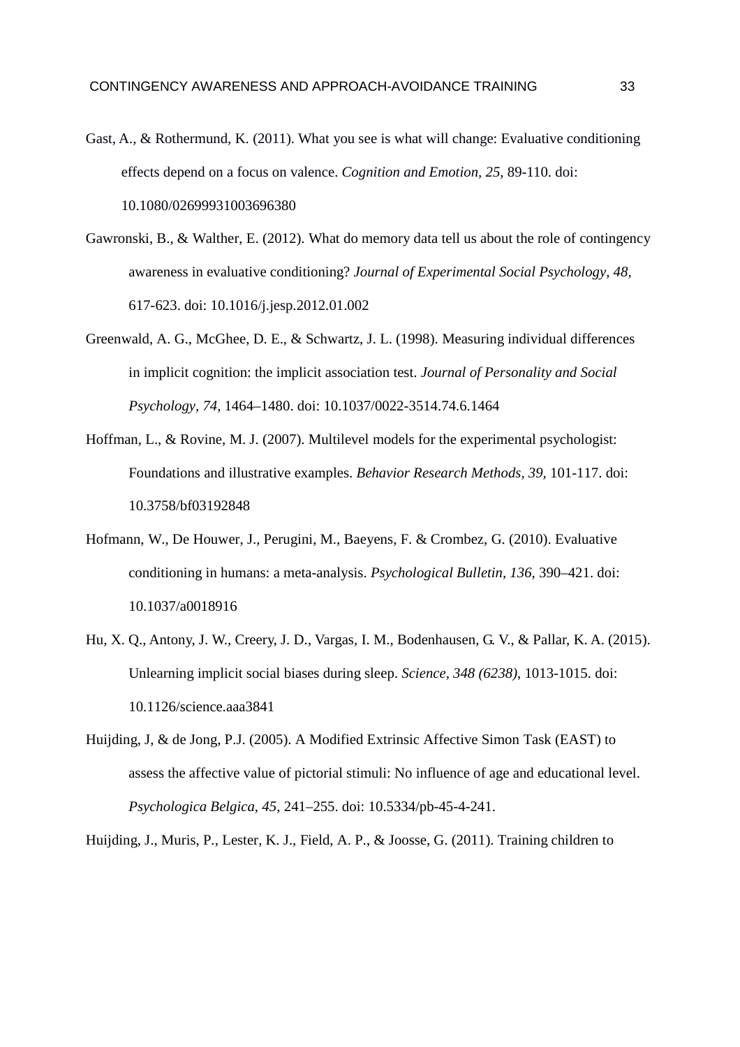Gast, A., & Rothermund, K. (2011). What you see is what will change: Evaluative conditioning effects depend on a focus on valence. *Cognition and Emotion, 25*, 89-110. doi: 10.1080/02699931003696380

Gawronski, B., & Walther, E. (2012). What do memory data tell us about the role of contingency awareness in evaluative conditioning? *Journal of Experimental Social Psychology, 48*, 617-623. doi: 10.1016/j.jesp.2012.01.002

Greenwald, A. G., McGhee, D. E., & Schwartz, J. L. (1998). Measuring individual differences in implicit cognition: the implicit association test. *Journal of Personality and Social Psychology, 74*, 1464–1480. doi: 10.1037/0022-3514.74.6.1464

Hoffman, L., & Rovine, M. J. (2007). Multilevel models for the experimental psychologist: Foundations and illustrative examples. *Behavior Research Methods, 39*, 101-117. doi: 10.3758/bf03192848

Hofmann, W., De Houwer, J., Perugini, M., Baeyens, F. & Crombez, G. (2010). Evaluative conditioning in humans: a meta-analysis. *Psychological Bulletin, 136*, 390–421. doi: 10.1037/a0018916

Hu, X. Q., Antony, J. W., Creery, J. D., Vargas, I. M., Bodenhausen, G. V., & Pallar, K. A. (2015). Unlearning implicit social biases during sleep. *Science, 348 (6238)*, 1013-1015. doi: 10.1126/science.aaa3841

Huijding, J, & de Jong, P.J. (2005). A Modified Extrinsic Affective Simon Task (EAST) to assess the affective value of pictorial stimuli: No influence of age and educational level. *Psychologica Belgica, 45*, 241–255. doi: 10.5334/pb-45-4-241.

Huijding, J., Muris, P., Lester, K. J., Field, A. P., & Joosse, G. (2011). Training children to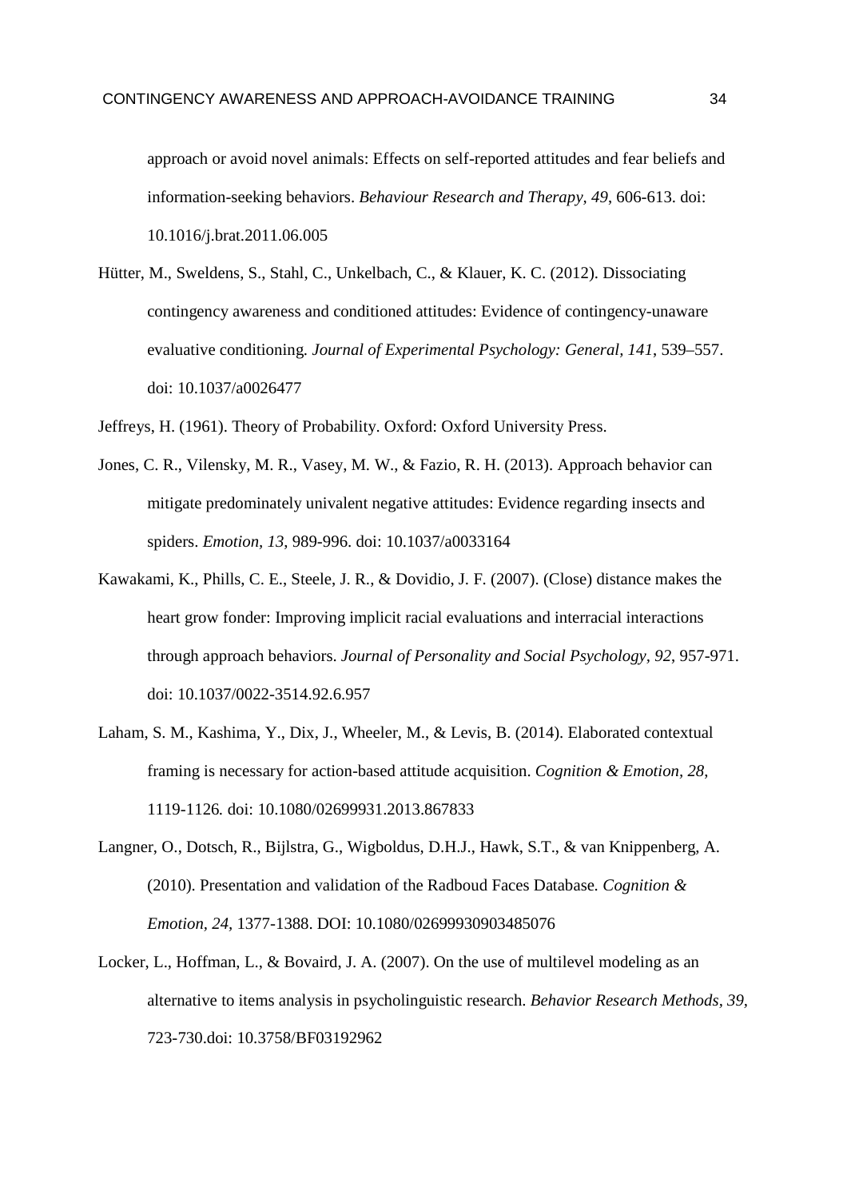approach or avoid novel animals: Effects on self-reported attitudes and fear beliefs and information-seeking behaviors. *Behaviour Research and Therapy, 49*, 606-613. doi: 10.1016/j.brat.2011.06.005

Hütter, M., Sweldens, S., Stahl, C., Unkelbach, C., & Klauer, K. C. (2012). Dissociating contingency awareness and conditioned attitudes: Evidence of contingency-unaware evaluative conditioning. *Journal of Experimental Psychology: General, 141*, 539–557. doi: 10.1037/a0026477

Jeffreys, H. (1961). Theory of Probability. Oxford: Oxford University Press.

Jones, C. R., Vilensky, M. R., Vasey, M. W., & Fazio, R. H. (2013). Approach behavior can mitigate predominately univalent negative attitudes: Evidence regarding insects and spiders. *Emotion, 13*, 989-996. doi: 10.1037/a0033164

Kawakami, K., Phills, C. E., Steele, J. R., & Dovidio, J. F. (2007). (Close) distance makes the heart grow fonder: Improving implicit racial evaluations and interracial interactions through approach behaviors. *Journal of Personality and Social Psychology, 92*, 957-971. doi: 10.1037/0022-3514.92.6.957

Laham, S. M., Kashima, Y., Dix, J., Wheeler, M., & Levis, B. (2014). Elaborated contextual framing is necessary for action-based attitude acquisition. *Cognition & Emotion, 28*, 1119-1126. doi: 10.1080/02699931.2013.867833

Langner, O., Dotsch, R., Bijlstra, G., Wigboldus, D.H.J., Hawk, S.T., & van Knippenberg, A. (2010). Presentation and validation of the Radboud Faces Database. *Cognition & Emotion, 24*, 1377-1388. DOI: 10.1080/02699930903485076

Locker, L., Hoffman, L., & Bovaird, J. A. (2007). On the use of multilevel modeling as an alternative to items analysis in psycholinguistic research. *Behavior Research Methods, 39*, 723-730.doi: 10.3758/BF03192962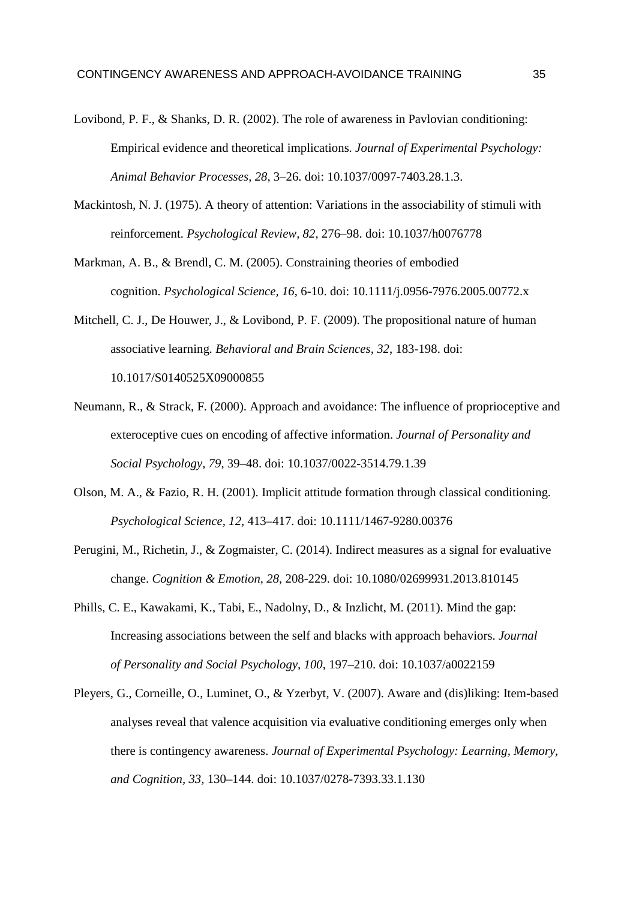Lovibond, P. F., & Shanks, D. R. (2002). The role of awareness in Pavlovian conditioning: Empirical evidence and theoretical implications. *Journal of Experimental Psychology: Animal Behavior Processes*, *28*, 3–26. doi: 10.1037/0097-7403.28.1.3.

Mackintosh, N. J. (1975). A theory of attention: Variations in the associability of stimuli with reinforcement. *Psychological Review, 82,* 276–98. doi: 10.1037/h0076778

Markman, A. B., & Brendl, C. M. (2005). Constraining theories of embodied cognition. *Psychological Science, 16*, 6-10. doi: 10.1111/j.0956-7976.2005.00772.x

Mitchell, C. J., De Houwer, J., & Lovibond, P. F. (2009). The propositional nature of human associative learning. *Behavioral and Brain Sciences*, *32*, 183-198. doi: 10.1017/S0140525X09000855

Neumann, R., & Strack, F. (2000). Approach and avoidance: The influence of proprioceptive and exteroceptive cues on encoding of affective information. *Journal of Personality and Social Psychology, 79*, 39–48. doi: 10.1037/0022-3514.79.1.39

Olson, M. A., & Fazio, R. H. (2001). Implicit attitude formation through classical conditioning. *Psychological Science*, *12*, 413–417. doi: 10.1111/1467-9280.00376

Perugini, M., Richetin, J., & Zogmaister, C. (2014). Indirect measures as a signal for evaluative change. *Cognition & Emotion*, *28*, 208-229. doi: 10.1080/02699931.2013.810145

Phills, C. E., Kawakami, K., Tabi, E., Nadolny, D., & Inzlicht, M. (2011). Mind the gap: Increasing associations between the self and blacks with approach behaviors. *Journal of Personality and Social Psychology, 100*, 197–210. doi: 10.1037/a0022159

Pleyers, G., Corneille, O., Luminet, O., & Yzerbyt, V. (2007). Aware and (dis)liking: Item-based analyses reveal that valence acquisition via evaluative conditioning emerges only when there is contingency awareness. *Journal of Experimental Psychology: Learning, Memory, and Cognition, 33,* 130–144. doi: 10.1037/0278-7393.33.1.130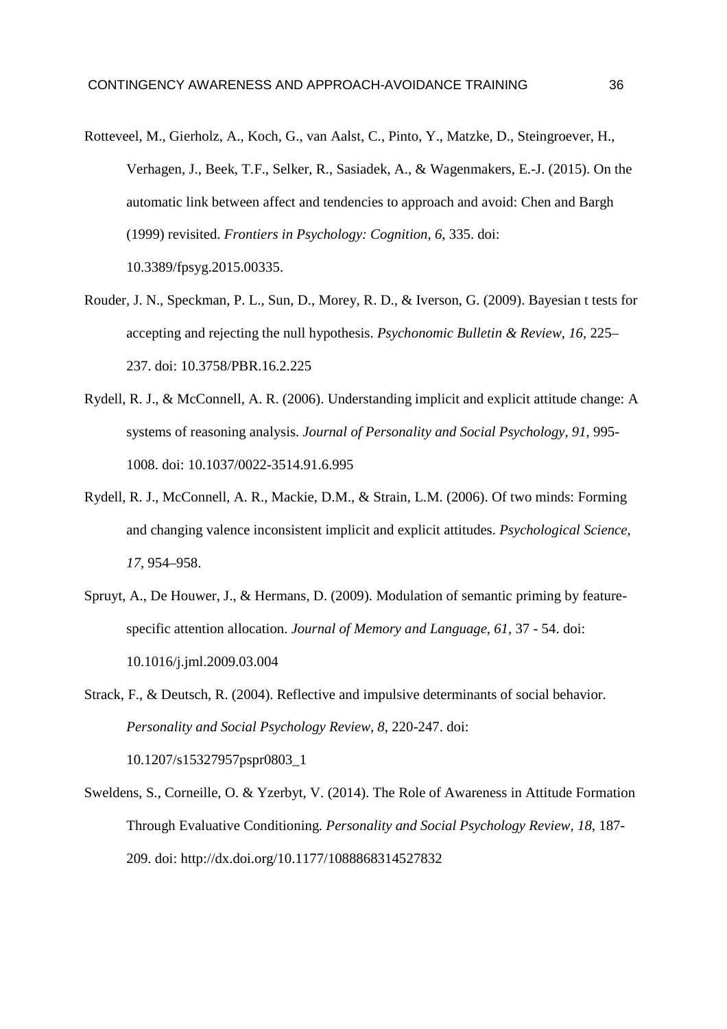Rotteveel, M., Gierholz, A., Koch, G., van Aalst, C., Pinto, Y., Matzke, D., Steingroever, H., Verhagen, J., Beek, T.F., Selker, R., Sasiadek, A., & Wagenmakers, E.-J. (2015). On the automatic link between affect and tendencies to approach and avoid: Chen and Bargh (1999) revisited. *Frontiers in Psychology: Cognition, 6*, 335. doi: 10.3389/fpsyg.2015.00335.

Rouder, J. N., Speckman, P. L., Sun, D., Morey, R. D., & Iverson, G. (2009). Bayesian t tests for accepting and rejecting the null hypothesis. *Psychonomic Bulletin & Review, 16*, 225–237. doi: 10.3758/PBR.16.2.225

Rydell, R. J., & McConnell, A. R. (2006). Understanding implicit and explicit attitude change: A systems of reasoning analysis. *Journal of Personality and Social Psychology, 91*, 995-1008. doi: 10.1037/0022-3514.91.6.995

Rydell, R. J., McConnell, A. R., Mackie, D.M., & Strain, L.M. (2006). Of two minds: Forming and changing valence inconsistent implicit and explicit attitudes. *Psychological Science, 17*, 954–958.

Spruyt, A., De Houwer, J., & Hermans, D. (2009). Modulation of semantic priming by feature-specific attention allocation. *Journal of Memory and Language, 61*, 37 - 54. doi: 10.1016/j.jml.2009.03.004

Strack, F., & Deutsch, R. (2004). Reflective and impulsive determinants of social behavior. *Personality and Social Psychology Review, 8*, 220-247. doi: 10.1207/s15327957pspr0803_1

Sweldens, S., Corneille, O. & Yzerbyt, V. (2014). The Role of Awareness in Attitude Formation Through Evaluative Conditioning. *Personality and Social Psychology Review, 18*, 187-209. doi: http://dx.doi.org/10.1177/1088868314527832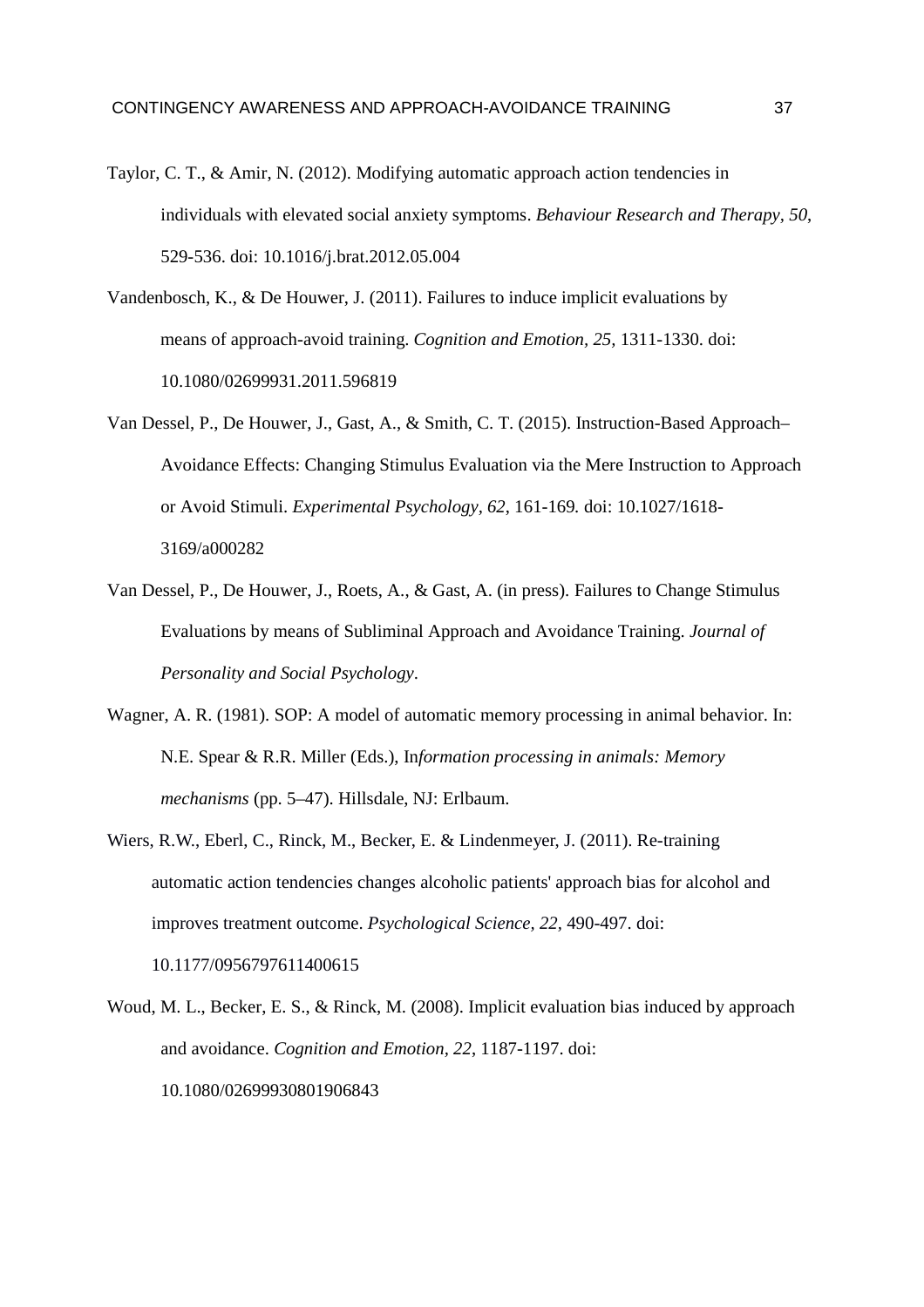Taylor, C. T., & Amir, N. (2012). Modifying automatic approach action tendencies in individuals with elevated social anxiety symptoms. *Behaviour Research and Therapy*, *50*, 529-536. doi: 10.1016/j.brat.2012.05.004

Vandenbosch, K., & De Houwer, J. (2011). Failures to induce implicit evaluations by means of approach-avoid training. *Cognition and Emotion*, *25,* 1311-1330. doi: 10.1080/02699931.2011.596819

Van Dessel, P., De Houwer, J., Gast, A., & Smith, C. T. (2015). Instruction-Based Approach–Avoidance Effects: Changing Stimulus Evaluation via the Mere Instruction to Approach or Avoid Stimuli. *Experimental Psychology, 62,* 161-169*.* doi: 10.1027/1618-3169/a000282

Van Dessel, P., De Houwer, J., Roets, A., & Gast, A. (in press). Failures to Change Stimulus Evaluations by means of Subliminal Approach and Avoidance Training. *Journal of Personality and Social Psychology*.

Wagner, A. R. (1981). SOP: A model of automatic memory processing in animal behavior. In: N.E. Spear & R.R. Miller (Eds.), In*formation processing in animals: Memory mechanisms* (pp. 5–47). Hillsdale, NJ: Erlbaum.

Wiers, R.W., Eberl, C., Rinck, M., Becker, E. & Lindenmeyer, J. (2011). Re-training automatic action tendencies changes alcoholic patients' approach bias for alcohol and improves treatment outcome. *Psychological Science, 22,* 490-497. doi: 10.1177/0956797611400615

Woud, M. L., Becker, E. S., & Rinck, M. (2008). Implicit evaluation bias induced by approach and avoidance. *Cognition and Emotion*, *22*, 1187-1197. doi: 10.1080/02699930801906843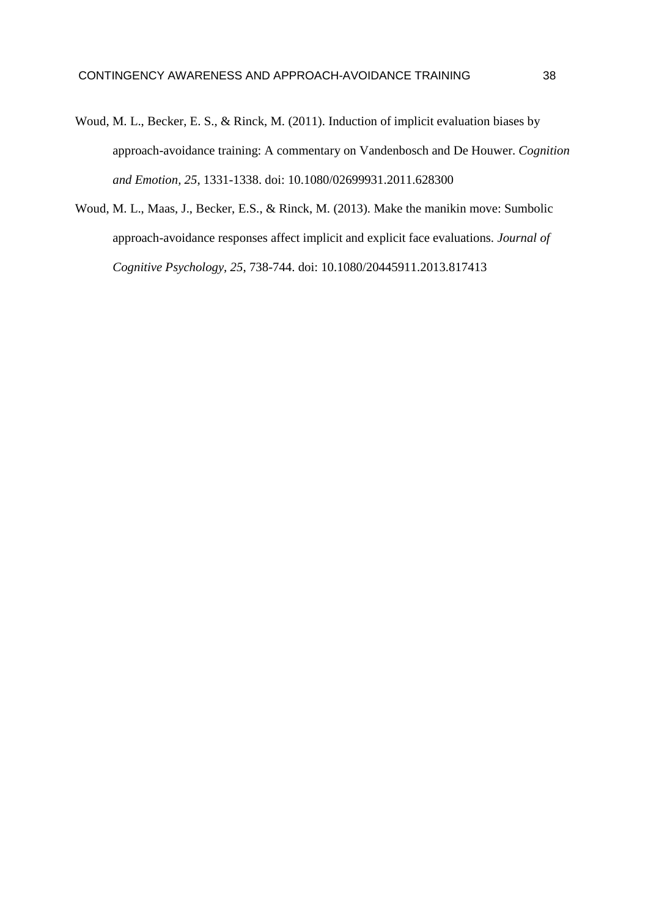Woud, M. L., Becker, E. S., & Rinck, M. (2011). Induction of implicit evaluation biases by approach-avoidance training: A commentary on Vandenbosch and De Houwer. *Cognition and Emotion, 25*, 1331-1338. doi: 10.1080/02699931.2011.628300

Woud, M. L., Maas, J., Becker, E.S., & Rinck, M. (2013). Make the manikin move: Sumbolic approach-avoidance responses affect implicit and explicit face evaluations. *Journal of Cognitive Psychology, 25*, 738-744. doi: 10.1080/20445911.2013.817413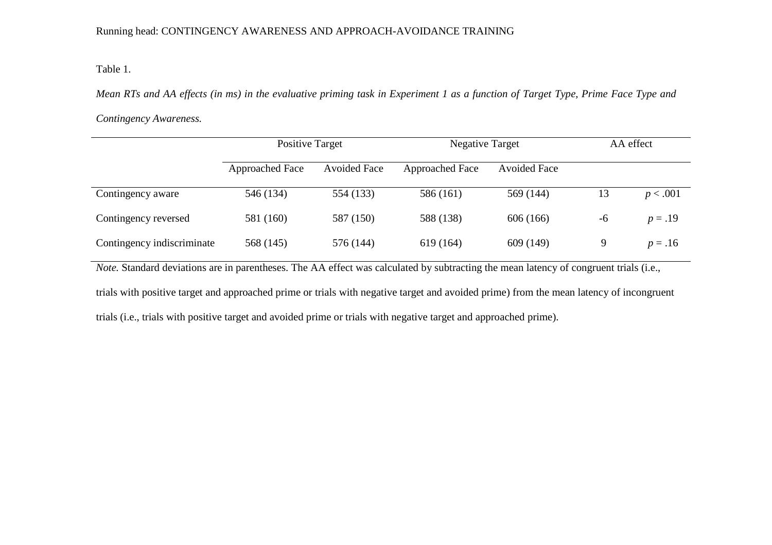Table 1.

*Mean RTs and AA effects (in ms) in the evaluative priming task in Experiment 1 as a function of Target Type, Prime Face Type and Contingency Awareness.*

| | Positive Target | | Negative Target | | AA effect | |
|---|---|---|---|---|---|---|
| | Approached Face | Avoided Face | Approached Face | Avoided Face | | |
| Contingency aware | 546 (134) | 554 (133) | 586 (161) | 569 (144) | 13 | $p < .001$ |
| Contingency reversed | 581 (160) | 587 (150) | 588 (138) | 606 (166) | -6 | $p = .19$ |
| Contingency indiscriminate | 568 (145) | 576 (144) | 619 (164) | 609 (149) | 9 | $p = .16$ |

*Note.* Standard deviations are in parentheses. The AA effect was calculated by subtracting the mean latency of congruent trials (i.e., trials with positive target and approached prime or trials with negative target and avoided prime) from the mean latency of incongruent trials (i.e., trials with positive target and avoided prime or trials with negative target and approached prime).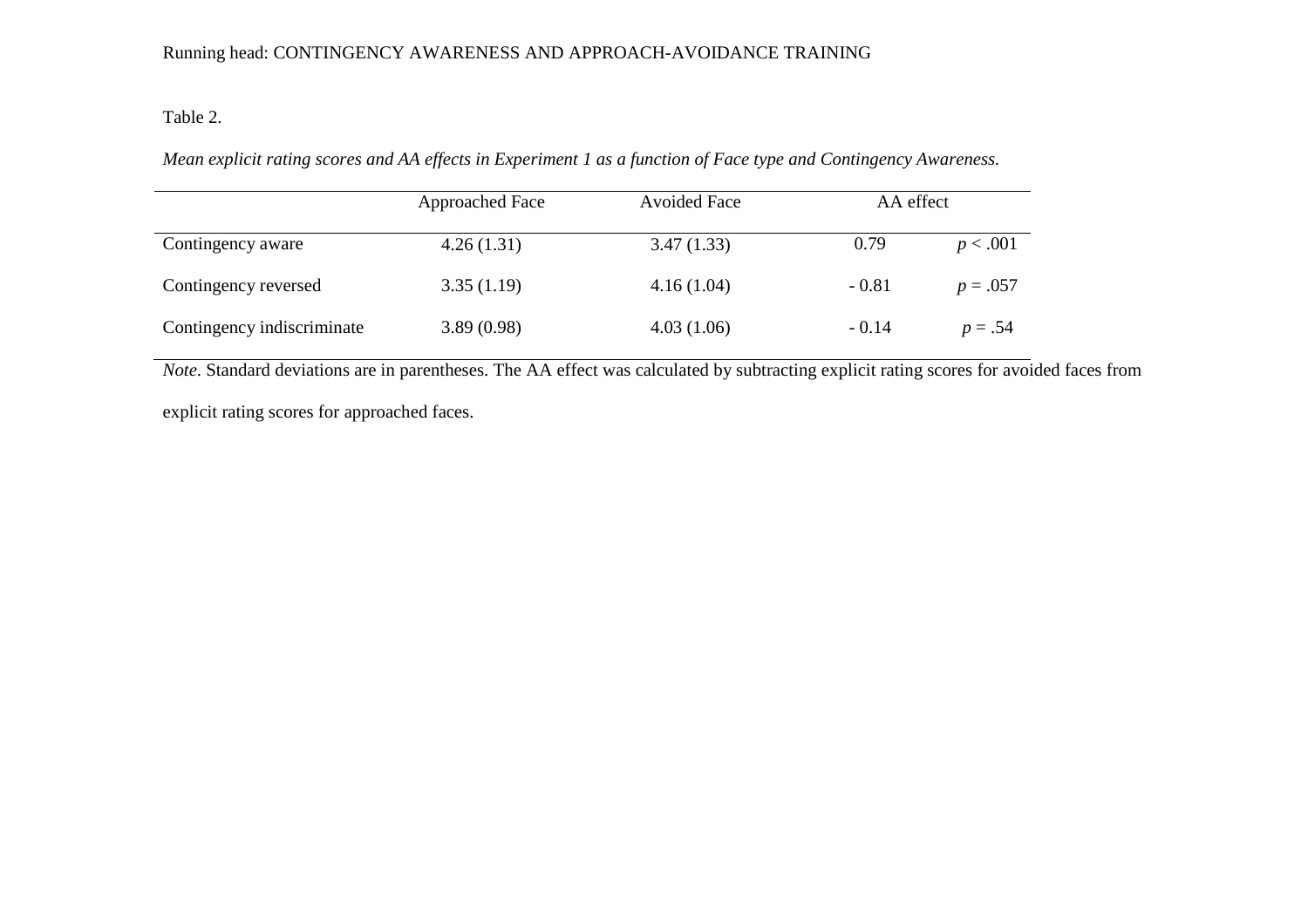Table 2.

*Mean explicit rating scores and AA effects in Experiment 1 as a function of Face type and Contingency Awareness.*

| | Approached Face | Avoided Face | AA effect | |
|---|---|---|---|---|
| Contingency aware | 4.26 (1.31) | 3.47 (1.33) | 0.79 | $p < .001$ |
| Contingency reversed | 3.35 (1.19) | 4.16 (1.04) | - 0.81 | $p = .057$ |
| Contingency indiscriminate | 3.89 (0.98) | 4.03 (1.06) | - 0.14 | $p = .54$ |

*Note.* Standard deviations are in parentheses. The AA effect was calculated by subtracting explicit rating scores for avoided faces from explicit rating scores for approached faces.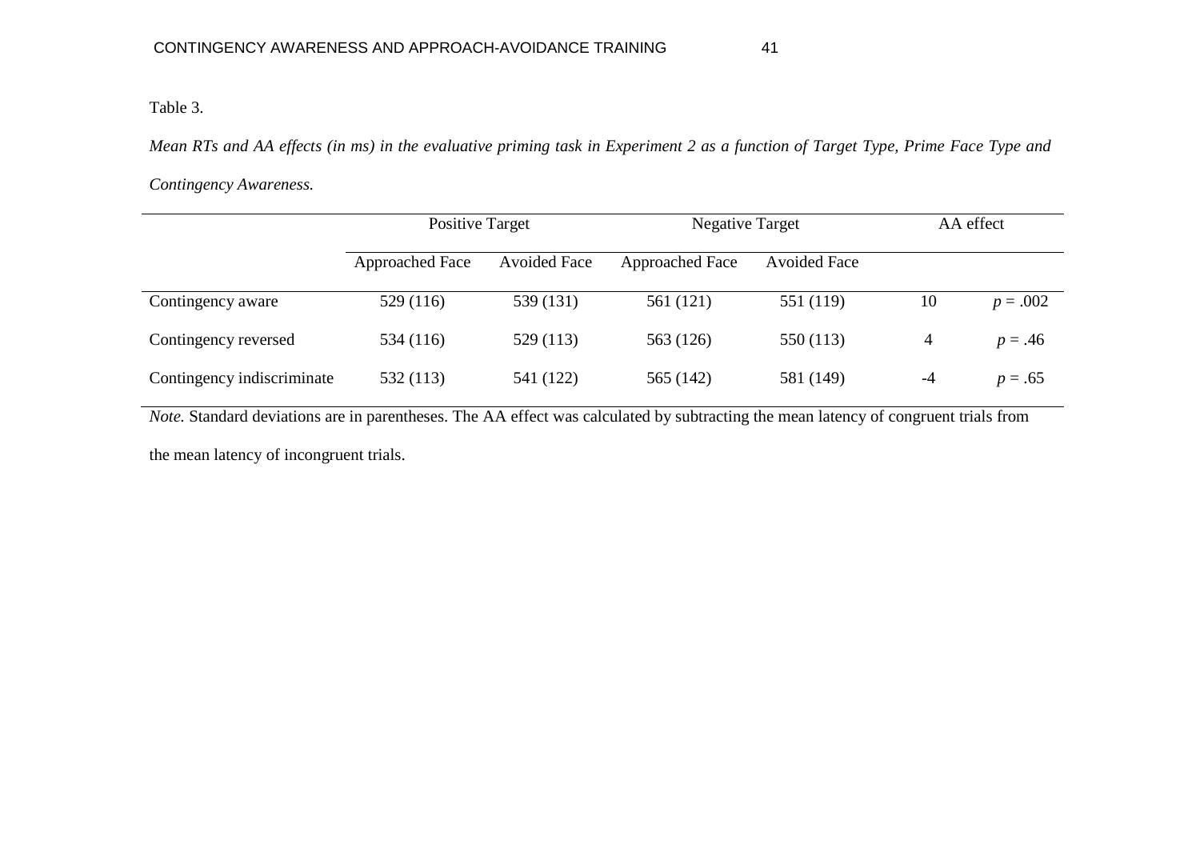Table 3.

*Mean RTs and AA effects (in ms) in the evaluative priming task in Experiment 2 as a function of Target Type, Prime Face Type and Contingency Awareness.*

| | Positive Target | | Negative Target | | AA effect | |
|---|---|---|---|---|---|---|
| | Approached Face | Avoided Face | Approached Face | Avoided Face | | |
| Contingency aware | 529 (116) | 539 (131) | 561 (121) | 551 (119) | 10 | $p = .002$ |
| Contingency reversed | 534 (116) | 529 (113) | 563 (126) | 550 (113) | 4 | $p = .46$ |
| Contingency indiscriminate | 532 (113) | 541 (122) | 565 (142) | 581 (149) | -4 | $p = .65$ |

*Note.* Standard deviations are in parentheses. The AA effect was calculated by subtracting the mean latency of congruent trials from the mean latency of incongruent trials.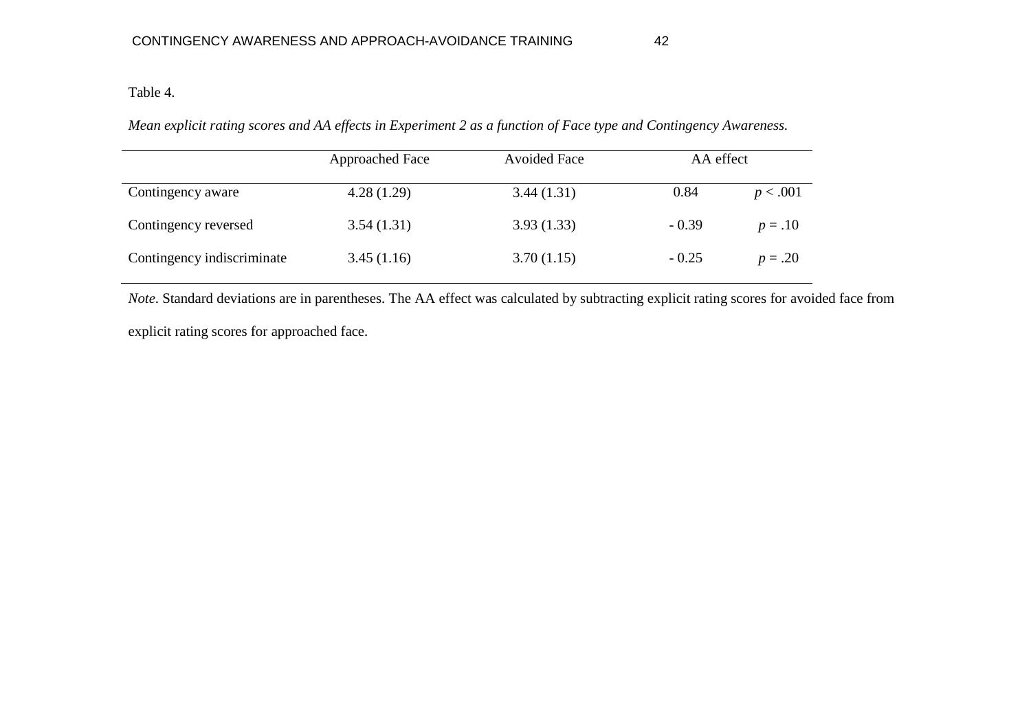Table 4.

*Mean explicit rating scores and AA effects in Experiment 2 as a function of Face type and Contingency Awareness.*

| | Approached Face | Avoided Face | AA effect | |
|---|---|---|---|---|
| Contingency aware | 4.28 (1.29) | 3.44 (1.31) | 0.84 | $p < .001$ |
| Contingency reversed | 3.54 (1.31) | 3.93 (1.33) | - 0.39 | $p = .10$ |
| Contingency indiscriminate | 3.45 (1.16) | 3.70 (1.15) | - 0.25 | $p = .20$ |

*Note*. Standard deviations are in parentheses. The AA effect was calculated by subtracting explicit rating scores for avoided face from explicit rating scores for approached face.